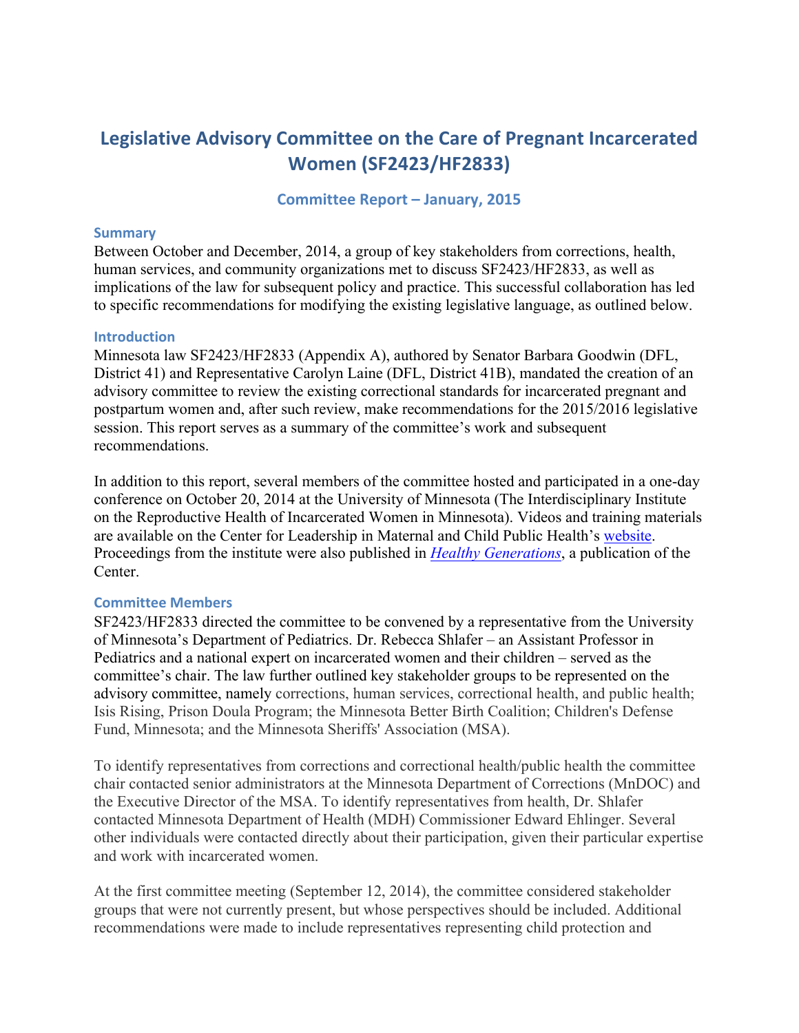# Legislative Advisory Committee on the Care of Pregnant Incarcerated Women (SF2423/HF2833)

### Committee Report – January, 2015

## Summary

Between October and December, 2014, a group of key stakeholders from corrections, health, human services, and community organizations met to discuss SF2423/HF2833, as well as implications of the law for subsequent policy and practice. This successful collaboration has led to specific recommendations for modifying the existing legislative language, as outlined below.

## Introduction

Minnesota law SF2423/HF2833 (Appendix A), authored by Senator Barbara Goodwin (DFL, District 41) and Representative Carolyn Laine (DFL, District 41B), mandated the creation of an advisory committee to review the existing correctional standards for incarcerated pregnant and postpartum women and, after such review, make recommendations for the 2015/2016 legislative session. This report serves as a summary of the committee's work and subsequent recommendations.

In addition to this report, several members of the committee hosted and participated in a one-day conference on October 20, 2014 at the University of Minnesota (The Interdisciplinary Institute on the Reproductive Health of Incarcerated Women in Minnesota). Videos and training materials are available on the Center for Leadership in Maternal and Child Public Health's website. Proceedings from the institute were also published in *Healthy Generations*, a publication of the Center.

## Committee Members

SF2423/HF2833 directed the committee to be convened by a representative from the University of Minnesota's Department of Pediatrics. Dr. Rebecca Shlafer – an Assistant Professor in Pediatrics and a national expert on incarcerated women and their children – served as the committee's chair. The law further outlined key stakeholder groups to be represented on the advisory committee, namely corrections, human services, correctional health, and public health; Isis Rising, Prison Doula Program; the Minnesota Better Birth Coalition; Children's Defense Fund, Minnesota; and the Minnesota Sheriffs' Association (MSA).

To identify representatives from corrections and correctional health/public health the committee chair contacted senior administrators at the Minnesota Department of Corrections (MnDOC) and the Executive Director of the MSA. To identify representatives from health, Dr. Shlafer contacted Minnesota Department of Health (MDH) Commissioner Edward Ehlinger. Several other individuals were contacted directly about their participation, given their particular expertise and work with incarcerated women.

At the first committee meeting (September 12, 2014), the committee considered stakeholder groups that were not currently present, but whose perspectives should be included. Additional recommendations were made to include representatives representing child protection and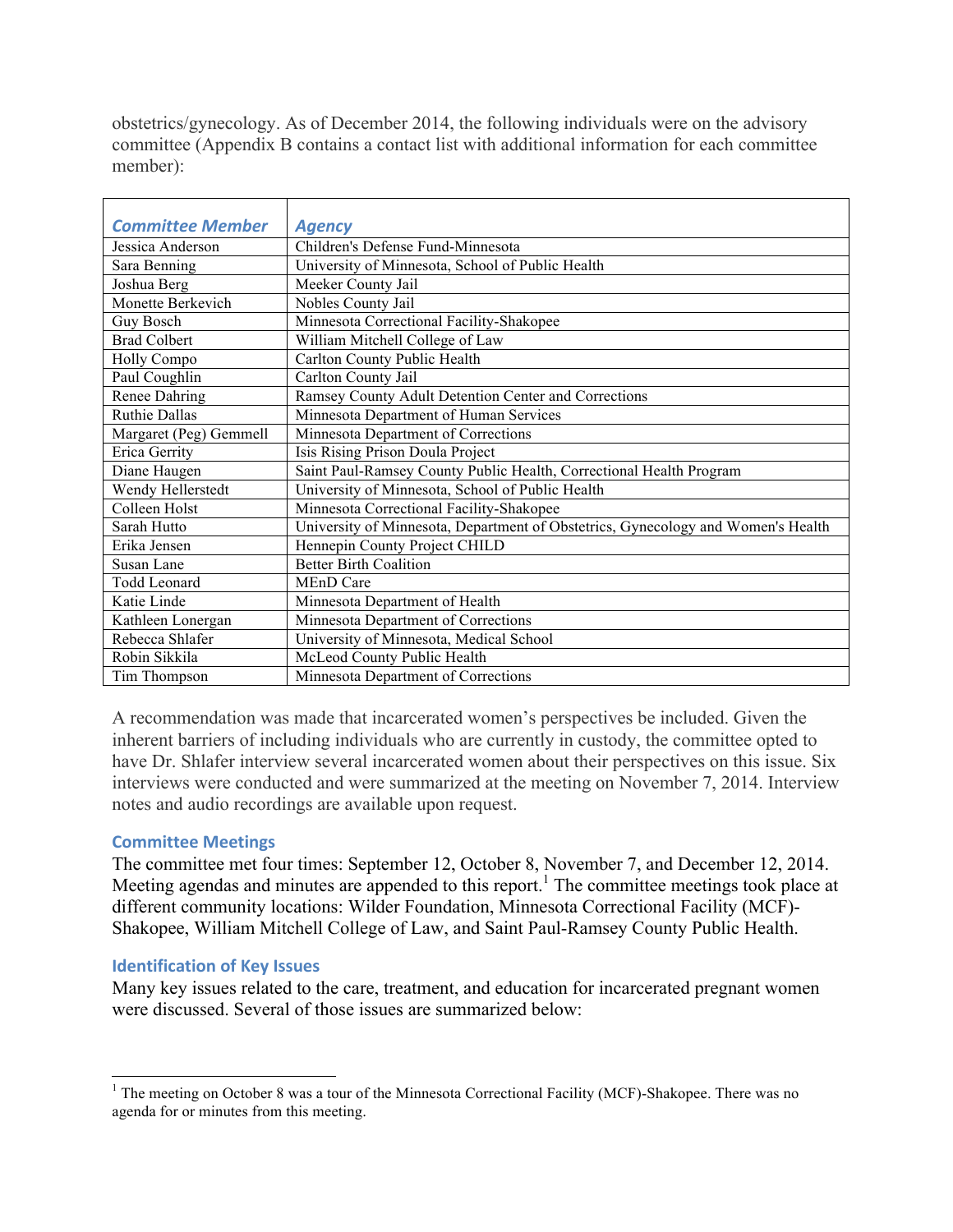obstetrics/gynecology. As of December 2014, the following individuals were on the advisory committee (Appendix B contains a contact list with additional information for each committee member):

| *Committee Member* | *Agency* |
|---|---|
| Jessica Anderson | Children's Defense Fund-Minnesota |
| Sara Benning | University of Minnesota, School of Public Health |
| Joshua Berg | Meeker County Jail |
| Monette Berkevich | Nobles County Jail |
| Guy Bosch | Minnesota Correctional Facility-Shakopee |
| Brad Colbert | William Mitchell College of Law |
| Holly Compo | Carlton County Public Health |
| Paul Coughlin | Carlton County Jail |
| Renee Dahring | Ramsey County Adult Detention Center and Corrections |
| Ruthie Dallas | Minnesota Department of Human Services |
| Margaret (Peg) Gemmell | Minnesota Department of Corrections |
| Erica Gerrity | Isis Rising Prison Doula Project |
| Diane Haugen | Saint Paul-Ramsey County Public Health, Correctional Health Program |
| Wendy Hellerstedt | University of Minnesota, School of Public Health |
| Colleen Holst | Minnesota Correctional Facility-Shakopee |
| Sarah Hutto | University of Minnesota, Department of Obstetrics, Gynecology and Women's Health |
| Erika Jensen | Hennepin County Project CHILD |
| Susan Lane | Better Birth Coalition |
| Todd Leonard | MEnD Care |
| Katie Linde | Minnesota Department of Health |
| Kathleen Lonergan | Minnesota Department of Corrections |
| Rebecca Shlafer | University of Minnesota, Medical School |
| Robin Sikkila | McLeod County Public Health |
| Tim Thompson | Minnesota Department of Corrections |

A recommendation was made that incarcerated women's perspectives be included. Given the inherent barriers of including individuals who are currently in custody, the committee opted to have Dr. Shlafer interview several incarcerated women about their perspectives on this issue. Six interviews were conducted and were summarized at the meeting on November 7, 2014. Interview notes and audio recordings are available upon request.

### Committee Meetings

The committee met four times: September 12, October 8, November 7, and December 12, 2014. Meeting agendas and minutes are appended to this report.[1] The committee meetings took place at different community locations: Wilder Foundation, Minnesota Correctional Facility (MCF)-Shakopee, William Mitchell College of Law, and Saint Paul-Ramsey County Public Health.

### Identification of Key Issues

Many key issues related to the care, treatment, and education for incarcerated pregnant women were discussed. Several of those issues are summarized below:

[1] The meeting on October 8 was a tour of the Minnesota Correctional Facility (MCF)-Shakopee. There was no agenda for or minutes from this meeting.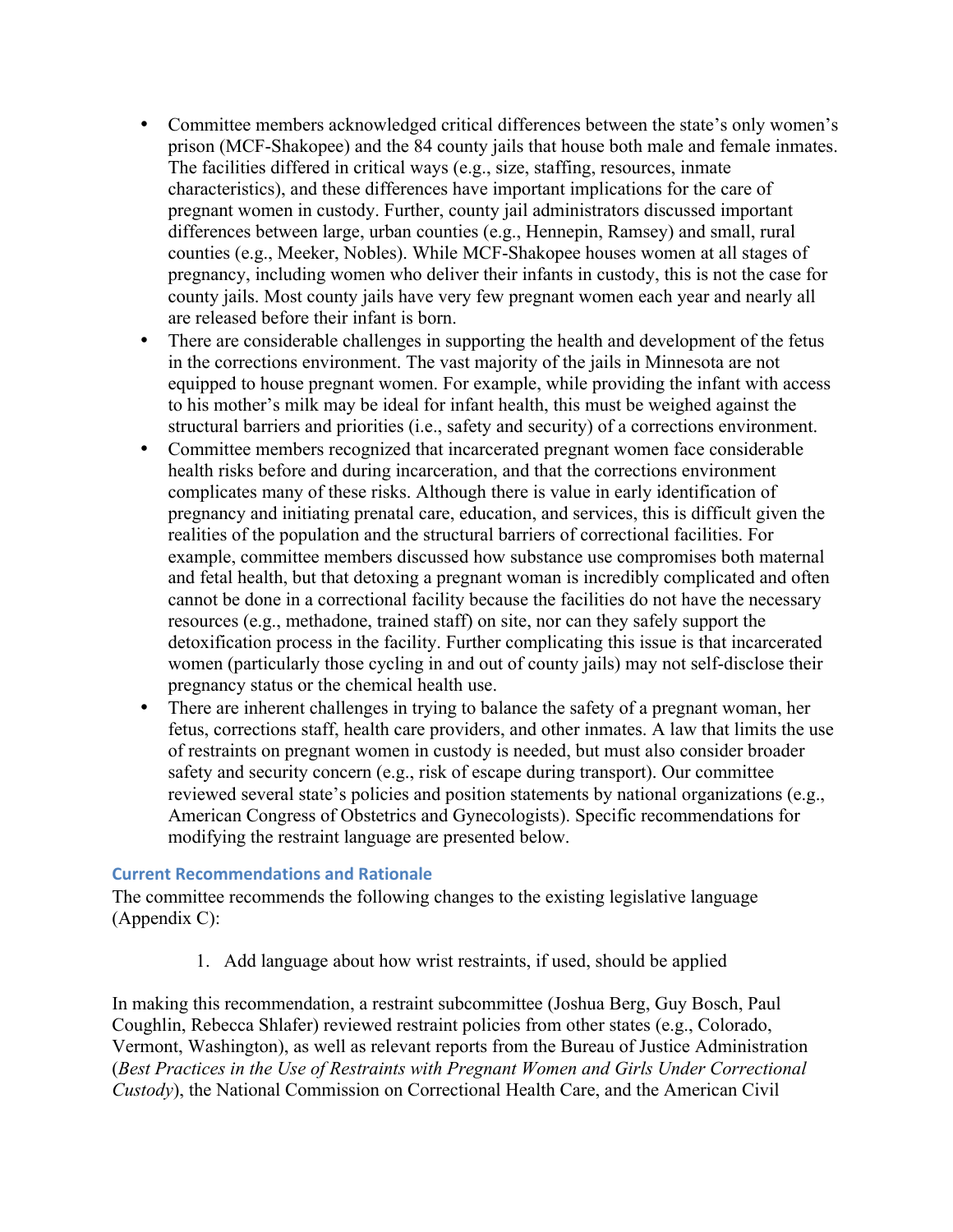- Committee members acknowledged critical differences between the state's only women's prison (MCF-Shakopee) and the 84 county jails that house both male and female inmates. The facilities differed in critical ways (e.g., size, staffing, resources, inmate characteristics), and these differences have important implications for the care of pregnant women in custody. Further, county jail administrators discussed important differences between large, urban counties (e.g., Hennepin, Ramsey) and small, rural counties (e.g., Meeker, Nobles). While MCF-Shakopee houses women at all stages of pregnancy, including women who deliver their infants in custody, this is not the case for county jails. Most county jails have very few pregnant women each year and nearly all are released before their infant is born.
- There are considerable challenges in supporting the health and development of the fetus in the corrections environment. The vast majority of the jails in Minnesota are not equipped to house pregnant women. For example, while providing the infant with access to his mother's milk may be ideal for infant health, this must be weighed against the structural barriers and priorities (i.e., safety and security) of a corrections environment.
- Committee members recognized that incarcerated pregnant women face considerable health risks before and during incarceration, and that the corrections environment complicates many of these risks. Although there is value in early identification of pregnancy and initiating prenatal care, education, and services, this is difficult given the realities of the population and the structural barriers of correctional facilities. For example, committee members discussed how substance use compromises both maternal and fetal health, but that detoxing a pregnant woman is incredibly complicated and often cannot be done in a correctional facility because the facilities do not have the necessary resources (e.g., methadone, trained staff) on site, nor can they safely support the detoxification process in the facility. Further complicating this issue is that incarcerated women (particularly those cycling in and out of county jails) may not self-disclose their pregnancy status or the chemical health use.
- There are inherent challenges in trying to balance the safety of a pregnant woman, her fetus, corrections staff, health care providers, and other inmates. A law that limits the use of restraints on pregnant women in custody is needed, but must also consider broader safety and security concern (e.g., risk of escape during transport). Our committee reviewed several state's policies and position statements by national organizations (e.g., American Congress of Obstetrics and Gynecologists). Specific recommendations for modifying the restraint language are presented below.

## Current Recommendations and Rationale

The committee recommends the following changes to the existing legislative language (Appendix C):

1. Add language about how wrist restraints, if used, should be applied

In making this recommendation, a restraint subcommittee (Joshua Berg, Guy Bosch, Paul Coughlin, Rebecca Shlafer) reviewed restraint policies from other states (e.g., Colorado, Vermont, Washington), as well as relevant reports from the Bureau of Justice Administration (*Best Practices in the Use of Restraints with Pregnant Women and Girls Under Correctional Custody*), the National Commission on Correctional Health Care, and the American Civil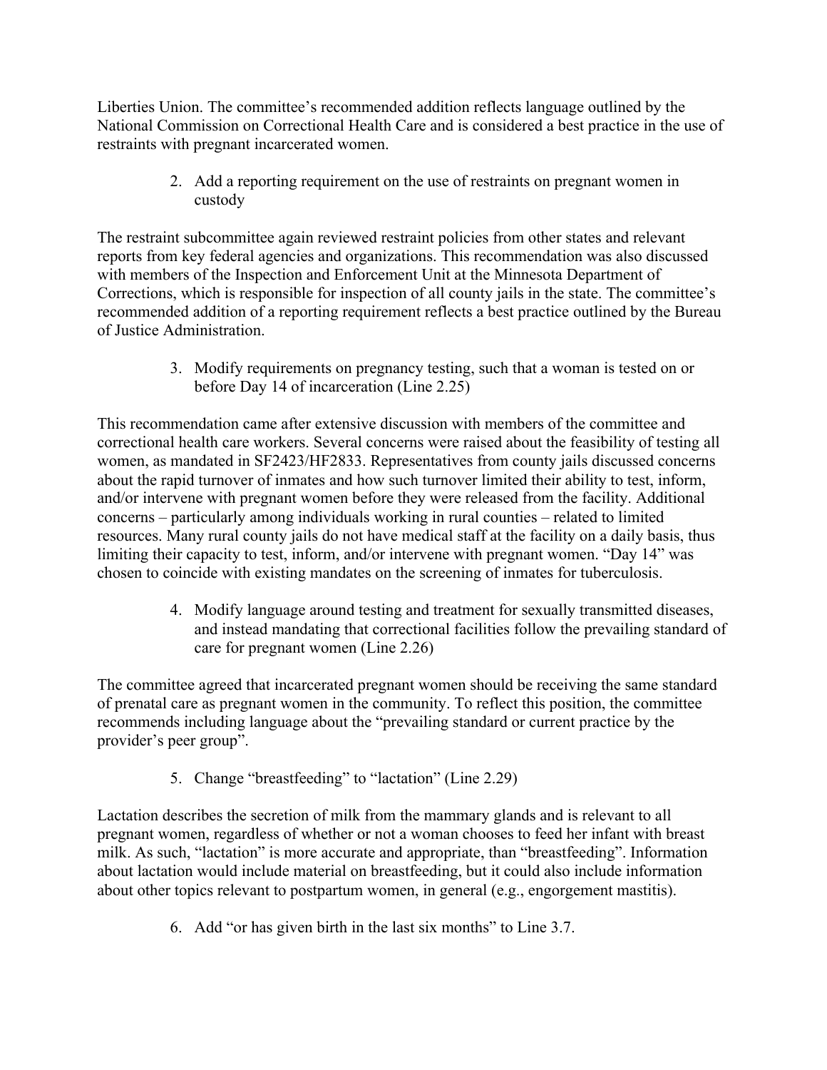Liberties Union. The committee's recommended addition reflects language outlined by the National Commission on Correctional Health Care and is considered a best practice in the use of restraints with pregnant incarcerated women.

2. Add a reporting requirement on the use of restraints on pregnant women in custody

The restraint subcommittee again reviewed restraint policies from other states and relevant reports from key federal agencies and organizations. This recommendation was also discussed with members of the Inspection and Enforcement Unit at the Minnesota Department of Corrections, which is responsible for inspection of all county jails in the state. The committee's recommended addition of a reporting requirement reflects a best practice outlined by the Bureau of Justice Administration.

3. Modify requirements on pregnancy testing, such that a woman is tested on or before Day 14 of incarceration (Line 2.25)

This recommendation came after extensive discussion with members of the committee and correctional health care workers. Several concerns were raised about the feasibility of testing all women, as mandated in SF2423/HF2833. Representatives from county jails discussed concerns about the rapid turnover of inmates and how such turnover limited their ability to test, inform, and/or intervene with pregnant women before they were released from the facility. Additional concerns – particularly among individuals working in rural counties – related to limited resources. Many rural county jails do not have medical staff at the facility on a daily basis, thus limiting their capacity to test, inform, and/or intervene with pregnant women. "Day 14" was chosen to coincide with existing mandates on the screening of inmates for tuberculosis.

4. Modify language around testing and treatment for sexually transmitted diseases, and instead mandating that correctional facilities follow the prevailing standard of care for pregnant women (Line 2.26)

The committee agreed that incarcerated pregnant women should be receiving the same standard of prenatal care as pregnant women in the community. To reflect this position, the committee recommends including language about the "prevailing standard or current practice by the provider's peer group".

5. Change "breastfeeding" to "lactation" (Line 2.29)

Lactation describes the secretion of milk from the mammary glands and is relevant to all pregnant women, regardless of whether or not a woman chooses to feed her infant with breast milk. As such, "lactation" is more accurate and appropriate, than "breastfeeding". Information about lactation would include material on breastfeeding, but it could also include information about other topics relevant to postpartum women, in general (e.g., engorgement mastitis).

6. Add "or has given birth in the last six months" to Line 3.7.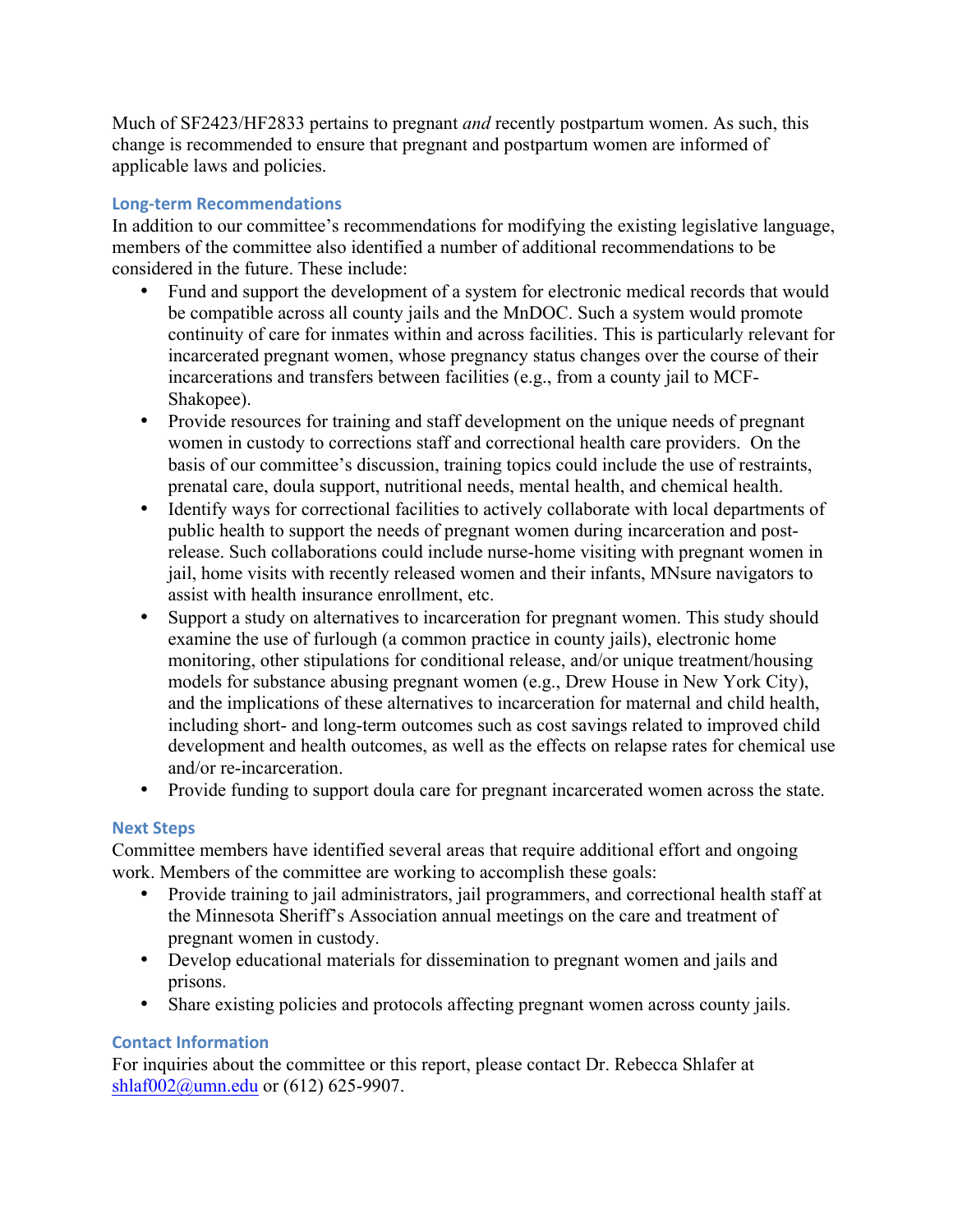Much of SF2423/HF2833 pertains to pregnant *and* recently postpartum women. As such, this change is recommended to ensure that pregnant and postpartum women are informed of applicable laws and policies.

### Long-term Recommendations

In addition to our committee's recommendations for modifying the existing legislative language, members of the committee also identified a number of additional recommendations to be considered in the future. These include:

- Fund and support the development of a system for electronic medical records that would be compatible across all county jails and the MnDOC. Such a system would promote continuity of care for inmates within and across facilities. This is particularly relevant for incarcerated pregnant women, whose pregnancy status changes over the course of their incarcerations and transfers between facilities (e.g., from a county jail to MCF-Shakopee).
- Provide resources for training and staff development on the unique needs of pregnant women in custody to corrections staff and correctional health care providers. On the basis of our committee's discussion, training topics could include the use of restraints, prenatal care, doula support, nutritional needs, mental health, and chemical health.
- Identify ways for correctional facilities to actively collaborate with local departments of public health to support the needs of pregnant women during incarceration and post-release. Such collaborations could include nurse-home visiting with pregnant women in jail, home visits with recently released women and their infants, MNsure navigators to assist with health insurance enrollment, etc.
- Support a study on alternatives to incarceration for pregnant women. This study should examine the use of furlough (a common practice in county jails), electronic home monitoring, other stipulations for conditional release, and/or unique treatment/housing models for substance abusing pregnant women (e.g., Drew House in New York City), and the implications of these alternatives to incarceration for maternal and child health, including short- and long-term outcomes such as cost savings related to improved child development and health outcomes, as well as the effects on relapse rates for chemical use and/or re-incarceration.
- Provide funding to support doula care for pregnant incarcerated women across the state.

### Next Steps

Committee members have identified several areas that require additional effort and ongoing work. Members of the committee are working to accomplish these goals:

- Provide training to jail administrators, jail programmers, and correctional health staff at the Minnesota Sheriff's Association annual meetings on the care and treatment of pregnant women in custody.
- Develop educational materials for dissemination to pregnant women and jails and prisons.
- Share existing policies and protocols affecting pregnant women across county jails.

### Contact Information

For inquiries about the committee or this report, please contact Dr. Rebecca Shlafer at shlaf002@umn.edu or (612) 625-9907.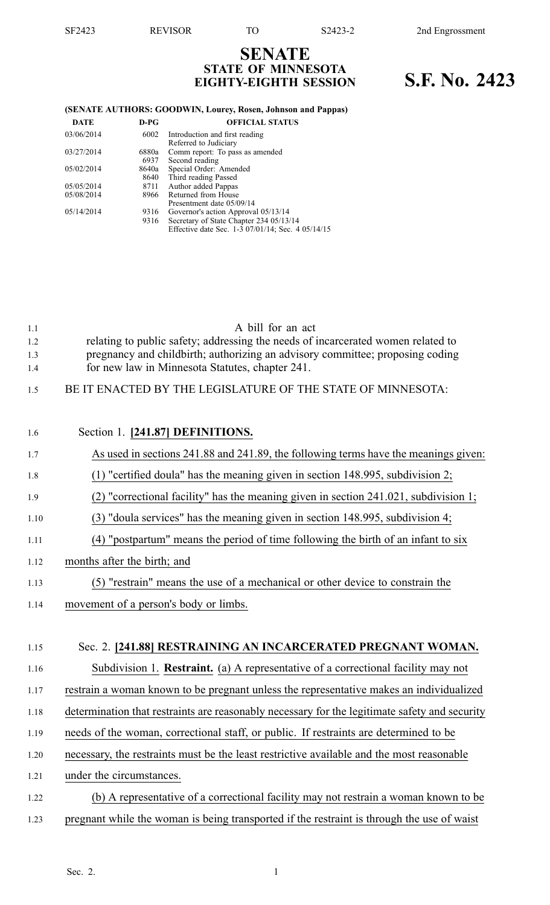# SENATE
## STATE OF MINNESOTA
## EIGHTY-EIGHTH SESSION

# S.F. No. 2423

**(SENATE AUTHORS: GOODWIN, Lourey, Rosen, Johnson and Pappas)**

| DATE | D-PG | OFFICIAL STATUS |
|---|---|---|
| 03/06/2014 | 6002 | Introduction and first reading<br>Referred to Judiciary |
| 03/27/2014 | 6880a | Comm report: To pass as amended |
| | 6937 | Second reading |
| 05/02/2014 | 8640a | Special Order: Amended |
| | 8640 | Third reading Passed |
| 05/05/2014 | 8711 | Author added Pappas |
| 05/08/2014 | 8966 | Returned from House<br>Presentment date 05/09/14 |
| 05/14/2014 | 9316 | Governor's action Approval 05/13/14 |
| | 9316 | Secretary of State Chapter 234 05/13/14<br>Effective date Sec. 1-3 07/01/14; Sec. 4 05/14/15 |

A bill for an act
relating to public safety; addressing the needs of incarcerated women related to pregnancy and childbirth; authorizing an advisory committee; proposing coding for new law in Minnesota Statutes, chapter 241.

BE IT ENACTED BY THE LEGISLATURE OF THE STATE OF MINNESOTA:

Section 1. **[241.87] DEFINITIONS.**

As used in sections 241.88 and 241.89, the following terms have the meanings given:

(1) "certified doula" has the meaning given in section 148.995, subdivision 2;

(2) "correctional facility" has the meaning given in section 241.021, subdivision 1;

(3) "doula services" has the meaning given in section 148.995, subdivision 4;

(4) "postpartum" means the period of time following the birth of an infant to six months after the birth; and

(5) "restrain" means the use of a mechanical or other device to constrain the movement of a person's body or limbs.

Sec. 2. **[241.88] RESTRAINING AN INCARCERATED PREGNANT WOMAN.**

Subdivision 1. **Restraint.** (a) A representative of a correctional facility may not restrain a woman known to be pregnant unless the representative makes an individualized determination that restraints are reasonably necessary for the legitimate safety and security needs of the woman, correctional staff, or public. If restraints are determined to be necessary, the restraints must be the least restrictive available and the most reasonable under the circumstances.

(b) A representative of a correctional facility may not restrain a woman known to be pregnant while the woman is being transported if the restraint is through the use of waist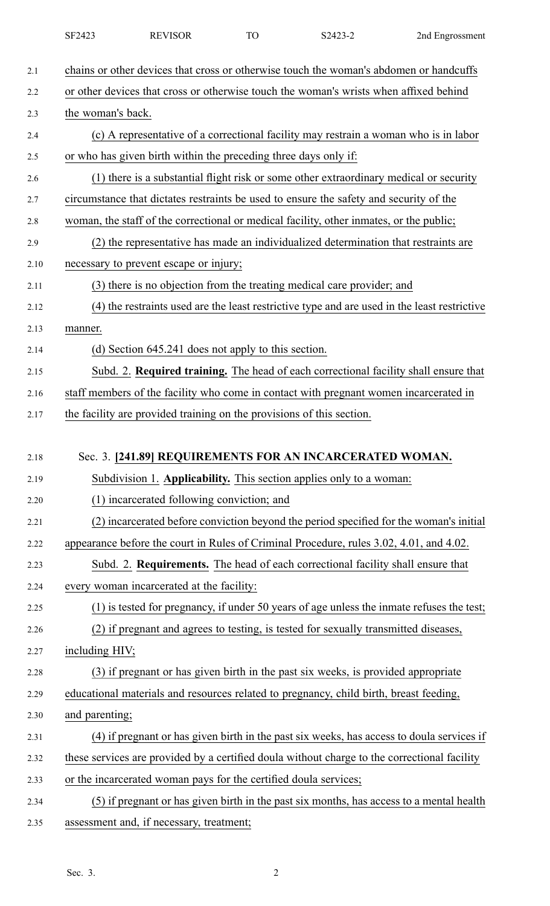chains or other devices that cross or otherwise touch the woman's abdomen or handcuffs or other devices that cross or otherwise touch the woman's wrists when affixed behind the woman's back.

(c) A representative of a correctional facility may restrain a woman who is in labor or who has given birth within the preceding three days only if:

(1) there is a substantial flight risk or some other extraordinary medical or security circumstance that dictates restraints be used to ensure the safety and security of the woman, the staff of the correctional or medical facility, other inmates, or the public;

(2) the representative has made an individualized determination that restraints are necessary to prevent escape or injury;

(3) there is no objection from the treating medical care provider; and

(4) the restraints used are the least restrictive type and are used in the least restrictive manner.

(d) Section 645.241 does not apply to this section.

Subd. 2. **Required training.** The head of each correctional facility shall ensure that staff members of the facility who come in contact with pregnant women incarcerated in the facility are provided training on the provisions of this section.

## Sec. 3. [241.89] REQUIREMENTS FOR AN INCARCERATED WOMAN.

Subdivision 1. **Applicability.** This section applies only to a woman:

(1) incarcerated following conviction; and

(2) incarcerated before conviction beyond the period specified for the woman's initial appearance before the court in Rules of Criminal Procedure, rules 3.02, 4.01, and 4.02.

Subd. 2. **Requirements.** The head of each correctional facility shall ensure that every woman incarcerated at the facility:

(1) is tested for pregnancy, if under 50 years of age unless the inmate refuses the test;

(2) if pregnant and agrees to testing, is tested for sexually transmitted diseases, including HIV;

(3) if pregnant or has given birth in the past six weeks, is provided appropriate educational materials and resources related to pregnancy, child birth, breast feeding, and parenting;

(4) if pregnant or has given birth in the past six weeks, has access to doula services if these services are provided by a certified doula without charge to the correctional facility or the incarcerated woman pays for the certified doula services;

(5) if pregnant or has given birth in the past six months, has access to a mental health assessment and, if necessary, treatment;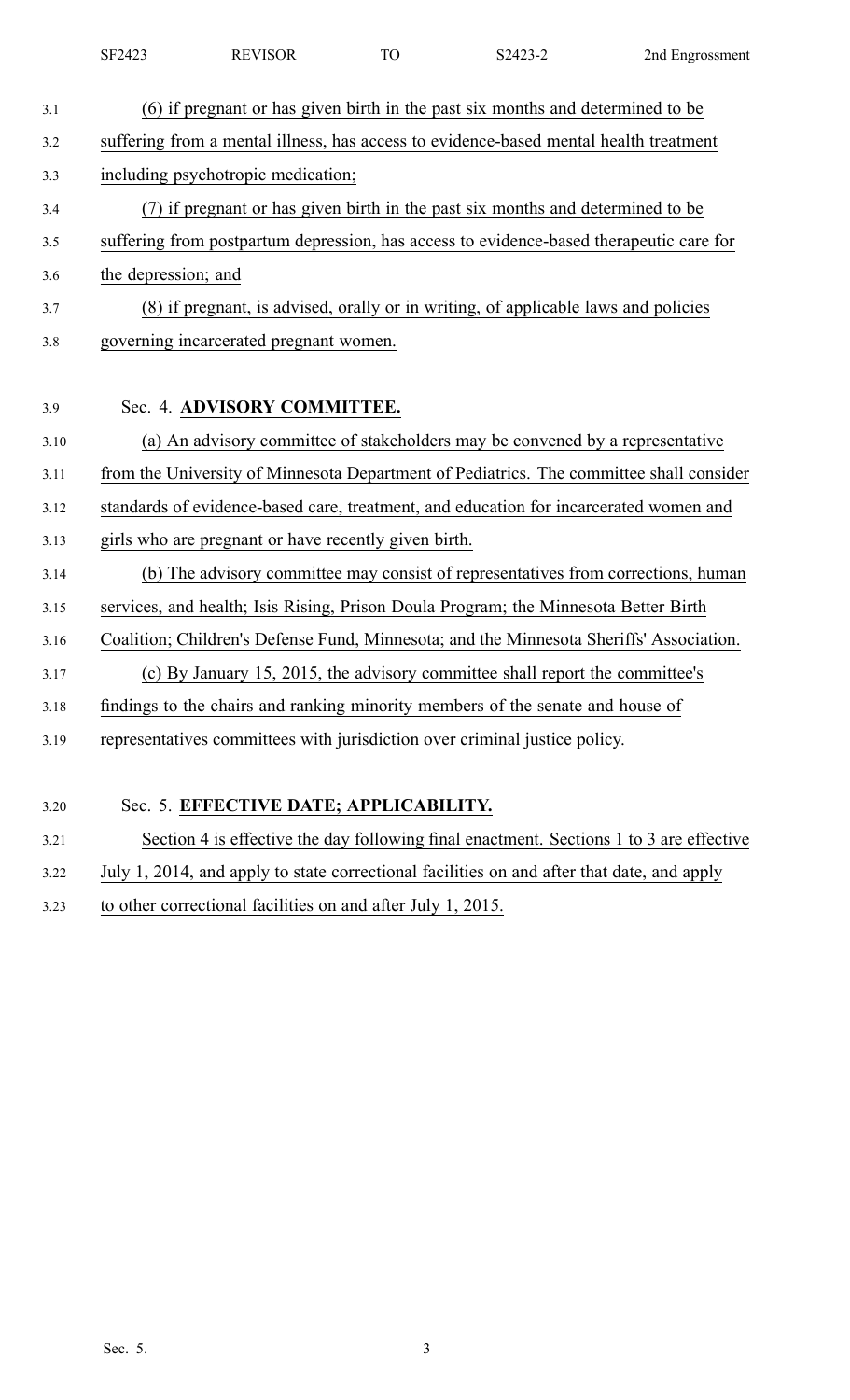(6) if pregnant or has given birth in the past six months and determined to be suffering from a mental illness, has access to evidence-based mental health treatment including psychotropic medication;

(7) if pregnant or has given birth in the past six months and determined to be suffering from postpartum depression, has access to evidence-based therapeutic care for the depression; and

(8) if pregnant, is advised, orally or in writing, of applicable laws and policies governing incarcerated pregnant women.

Sec. 4. **ADVISORY COMMITTEE.**

(a) An advisory committee of stakeholders may be convened by a representative from the University of Minnesota Department of Pediatrics. The committee shall consider standards of evidence-based care, treatment, and education for incarcerated women and girls who are pregnant or have recently given birth.

(b) The advisory committee may consist of representatives from corrections, human services, and health; Isis Rising, Prison Doula Program; the Minnesota Better Birth Coalition; Children's Defense Fund, Minnesota; and the Minnesota Sheriffs' Association.

(c) By January 15, 2015, the advisory committee shall report the committee's findings to the chairs and ranking minority members of the senate and house of representatives committees with jurisdiction over criminal justice policy.

Sec. 5. **EFFECTIVE DATE; APPLICABILITY.**

Section 4 is effective the day following final enactment. Sections 1 to 3 are effective July 1, 2014, and apply to state correctional facilities on and after that date, and apply to other correctional facilities on and after July 1, 2015.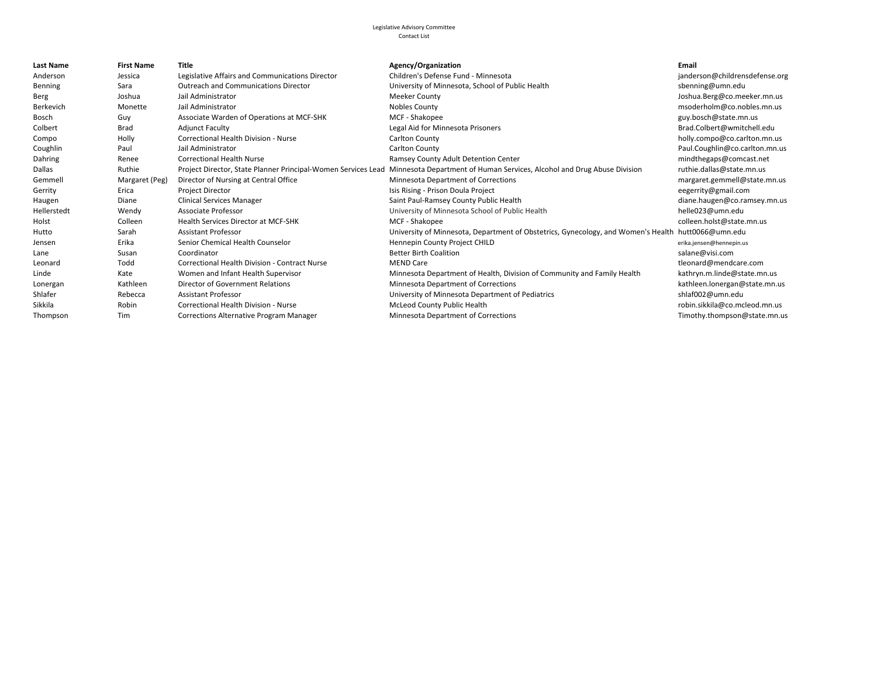Legislative Advisory Committee
Contact List

| Last Name | First Name | Title | Agency/Organization | Email |
|---|---|---|---|---|
| Anderson | Jessica | Legislative Affairs and Communications Director | Children's Defense Fund - Minnesota | janderson@childrensdefense.org |
| Benning | Sara | Outreach and Communications Director | University of Minnesota, School of Public Health | sbenning@umn.edu |
| Berg | Joshua | Jail Administrator | Meeker County | Joshua.Berg@co.meeker.mn.us |
| Berkevich | Monette | Jail Administrator | Nobles County | msoderholm@co.nobles.mn.us |
| Bosch | Guy | Associate Warden of Operations at MCF-SHK | MCF - Shakopee | guy.bosch@state.mn.us |
| Colbert | Brad | Adjunct Faculty | Legal Aid for Minnesota Prisoners | Brad.Colbert@wmitchell.edu |
| Compo | Holly | Correctional Health Division - Nurse | Carlton County | holly.compo@co.carlton.mn.us |
| Coughlin | Paul | Jail Administrator | Carlton County | Paul.Coughlin@co.carlton.mn.us |
| Dahring | Renee | Correctional Health Nurse | Ramsey County Adult Detention Center | mindthegaps@comcast.net |
| Dallas | Ruthie | Project Director, State Planner Principal-Women Services Lead | Minnesota Department of Human Services, Alcohol and Drug Abuse Division | ruthie.dallas@state.mn.us |
| Gemmell | Margaret (Peg) | Director of Nursing at Central Office | Minnesota Department of Corrections | margaret.gemmell@state.mn.us |
| Gerrity | Erica | Project Director | Isis Rising - Prison Doula Project | eegerrity@gmail.com |
| Haugen | Diane | Clinical Services Manager | Saint Paul-Ramsey County Public Health | diane.haugen@co.ramsey.mn.us |
| Hellerstedt | Wendy | Associate Professor | University of Minnesota School of Public Health | helle023@umn.edu |
| Holst | Colleen | Health Services Director at MCF-SHK | MCF - Shakopee | colleen.holst@state.mn.us |
| Hutto | Sarah | Assistant Professor | University of Minnesota, Department of Obstetrics, Gynecology, and Women's Health | hutt0066@umn.edu |
| Jensen | Erika | Senior Chemical Health Counselor | Hennepin County Project CHILD | erika.jensen@hennepin.us |
| Lane | Susan | Coordinator | Better Birth Coalition | salane@visi.com |
| Leonard | Todd | Correctional Health Division - Contract Nurse | MEND Care | tleonard@mendcare.com |
| Linde | Kate | Women and Infant Health Supervisor | Minnesota Department of Health, Division of Community and Family Health | kathryn.m.linde@state.mn.us |
| Lonergan | Kathleen | Director of Government Relations | Minnesota Department of Corrections | kathleen.lonergan@state.mn.us |
| Shlafer | Rebecca | Assistant Professor | University of Minnesota Department of Pediatrics | shlaf002@umn.edu |
| Sikkila | Robin | Correctional Health Division - Nurse | McLeod County Public Health | robin.sikkila@co.mcleod.mn.us |
| Thompson | Tim | Corrections Alternative Program Manager | Minnesota Department of Corrections | Timothy.thompson@state.mn.us |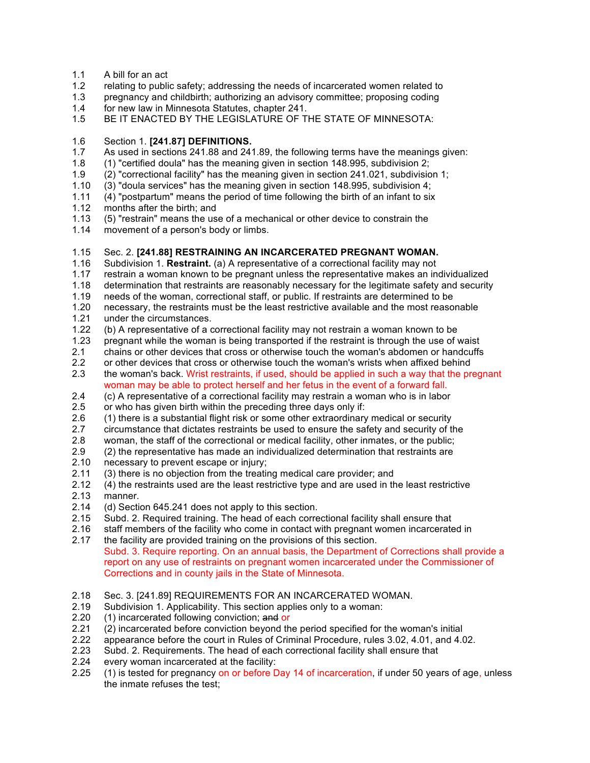1.1 A bill for an act
1.2 relating to public safety; addressing the needs of incarcerated women related to
1.3 pregnancy and childbirth; authorizing an advisory committee; proposing coding
1.4 for new law in Minnesota Statutes, chapter 241.
1.5 BE IT ENACTED BY THE LEGISLATURE OF THE STATE OF MINNESOTA:

1.6 Section 1. **[241.87] DEFINITIONS.**
1.7 As used in sections 241.88 and 241.89, the following terms have the meanings given:
1.8 (1) "certified doula" has the meaning given in section 148.995, subdivision 2;
1.9 (2) "correctional facility" has the meaning given in section 241.021, subdivision 1;
1.10 (3) "doula services" has the meaning given in section 148.995, subdivision 4;
1.11 (4) "postpartum" means the period of time following the birth of an infant to six
1.12 months after the birth; and
1.13 (5) "restrain" means the use of a mechanical or other device to constrain the
1.14 movement of a person's body or limbs.

1.15 Sec. 2. **[241.88] RESTRAINING AN INCARCERATED PREGNANT WOMAN.**
1.16 Subdivision 1. **Restraint.** (a) A representative of a correctional facility may not
1.17 restrain a woman known to be pregnant unless the representative makes an individualized
1.18 determination that restraints are reasonably necessary for the legitimate safety and security
1.19 needs of the woman, correctional staff, or public. If restraints are determined to be
1.20 necessary, the restraints must be the least restrictive available and the most reasonable
1.21 under the circumstances.
1.22 (b) A representative of a correctional facility may not restrain a woman known to be
1.23 pregnant while the woman is being transported if the restraint is through the use of waist
2.1 chains or other devices that cross or otherwise touch the woman's abdomen or handcuffs
2.2 or other devices that cross or otherwise touch the woman's wrists when affixed behind
2.3 the woman's back. Wrist restraints, if used, should be applied in such a way that the pregnant woman may be able to protect herself and her fetus in the event of a forward fall.
2.4 (c) A representative of a correctional facility may restrain a woman who is in labor
2.5 or who has given birth within the preceding three days only if:
2.6 (1) there is a substantial flight risk or some other extraordinary medical or security
2.7 circumstance that dictates restraints be used to ensure the safety and security of the
2.8 woman, the staff of the correctional or medical facility, other inmates, or the public;
2.9 (2) the representative has made an individualized determination that restraints are
2.10 necessary to prevent escape or injury;
2.11 (3) there is no objection from the treating medical care provider; and
2.12 (4) the restraints used are the least restrictive type and are used in the least restrictive
2.13 manner.
2.14 (d) Section 645.241 does not apply to this section.
2.15 Subd. 2. Required training. The head of each correctional facility shall ensure that
2.16 staff members of the facility who come in contact with pregnant women incarcerated in
2.17 the facility are provided training on the provisions of this section.
Subd. 3. Require reporting. On an annual basis, the Department of Corrections shall provide a report on any use of restraints on pregnant women incarcerated under the Commissioner of Corrections and in county jails in the State of Minnesota.

2.18 Sec. 3. [241.89] REQUIREMENTS FOR AN INCARCERATED WOMAN.
2.19 Subdivision 1. Applicability. This section applies only to a woman:
2.20 (1) incarcerated following conviction; ~~and~~ or
2.21 (2) incarcerated before conviction beyond the period specified for the woman's initial
2.22 appearance before the court in Rules of Criminal Procedure, rules 3.02, 4.01, and 4.02.
2.23 Subd. 2. Requirements. The head of each correctional facility shall ensure that
2.24 every woman incarcerated at the facility:
2.25 (1) is tested for pregnancy on or before Day 14 of incarceration, if under 50 years of age, unless the inmate refuses the test;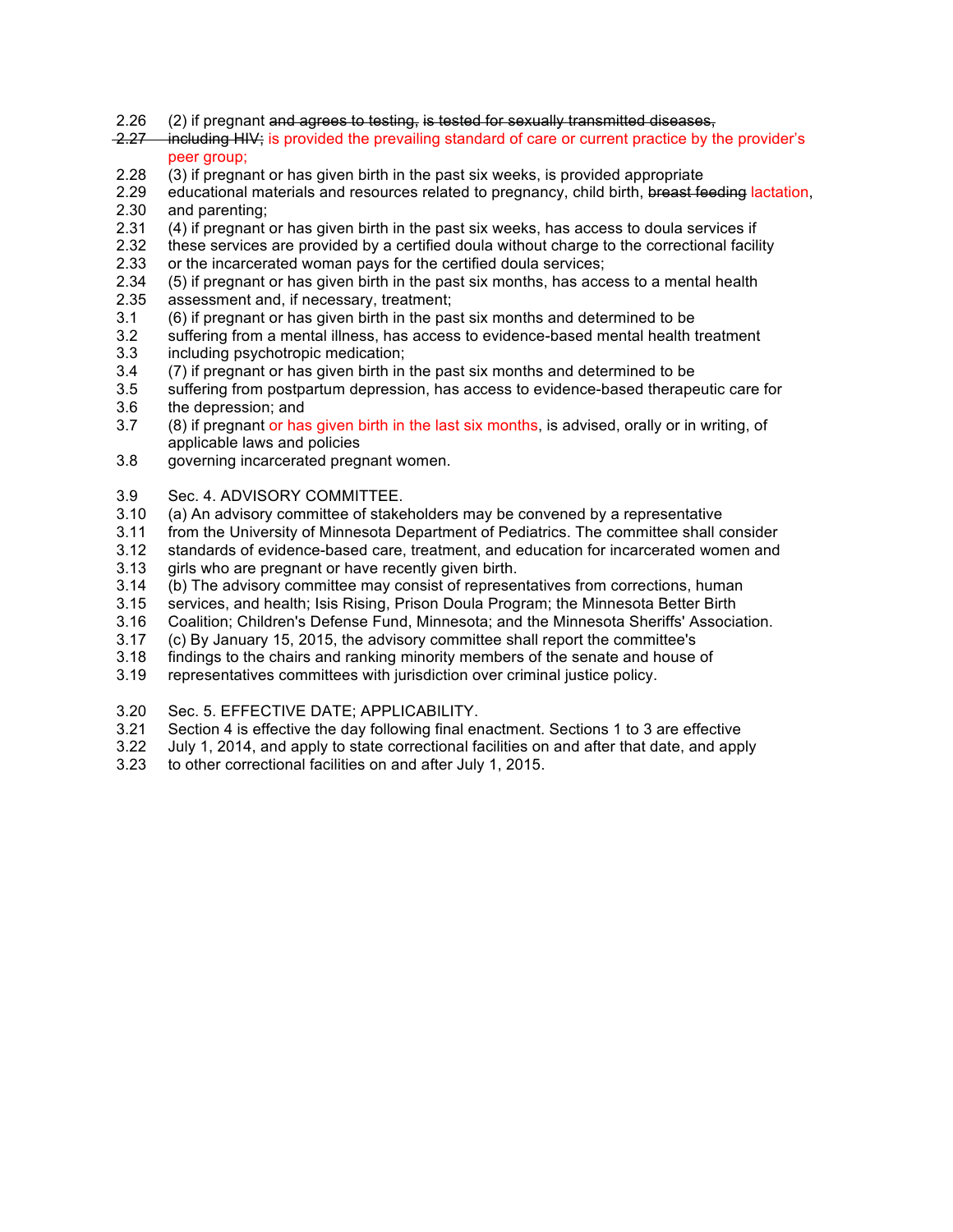2.26 (2) if pregnant ~~and agrees to testing,~~ ~~is tested for sexually transmitted diseases,~~
~~2.27 including HIV;~~ is provided the prevailing standard of care or current practice by the provider's peer group;
2.28 (3) if pregnant or has given birth in the past six weeks, is provided appropriate
2.29 educational materials and resources related to pregnancy, child birth, ~~breast feeding~~ lactation,
2.30 and parenting;
2.31 (4) if pregnant or has given birth in the past six weeks, has access to doula services if
2.32 these services are provided by a certified doula without charge to the correctional facility
2.33 or the incarcerated woman pays for the certified doula services;
2.34 (5) if pregnant or has given birth in the past six months, has access to a mental health
2.35 assessment and, if necessary, treatment;
3.1 (6) if pregnant or has given birth in the past six months and determined to be
3.2 suffering from a mental illness, has access to evidence-based mental health treatment
3.3 including psychotropic medication;
3.4 (7) if pregnant or has given birth in the past six months and determined to be
3.5 suffering from postpartum depression, has access to evidence-based therapeutic care for
3.6 the depression; and
3.7 (8) if pregnant or has given birth in the last six months, is advised, orally or in writing, of applicable laws and policies
3.8 governing incarcerated pregnant women.

3.9 Sec. 4. ADVISORY COMMITTEE.
3.10 (a) An advisory committee of stakeholders may be convened by a representative
3.11 from the University of Minnesota Department of Pediatrics. The committee shall consider
3.12 standards of evidence-based care, treatment, and education for incarcerated women and
3.13 girls who are pregnant or have recently given birth.
3.14 (b) The advisory committee may consist of representatives from corrections, human
3.15 services, and health; Isis Rising, Prison Doula Program; the Minnesota Better Birth
3.16 Coalition; Children's Defense Fund, Minnesota; and the Minnesota Sheriffs' Association.
3.17 (c) By January 15, 2015, the advisory committee shall report the committee's
3.18 findings to the chairs and ranking minority members of the senate and house of
3.19 representatives committees with jurisdiction over criminal justice policy.

3.20 Sec. 5. EFFECTIVE DATE; APPLICABILITY.
3.21 Section 4 is effective the day following final enactment. Sections 1 to 3 are effective
3.22 July 1, 2014, and apply to state correctional facilities on and after that date, and apply
3.23 to other correctional facilities on and after July 1, 2015.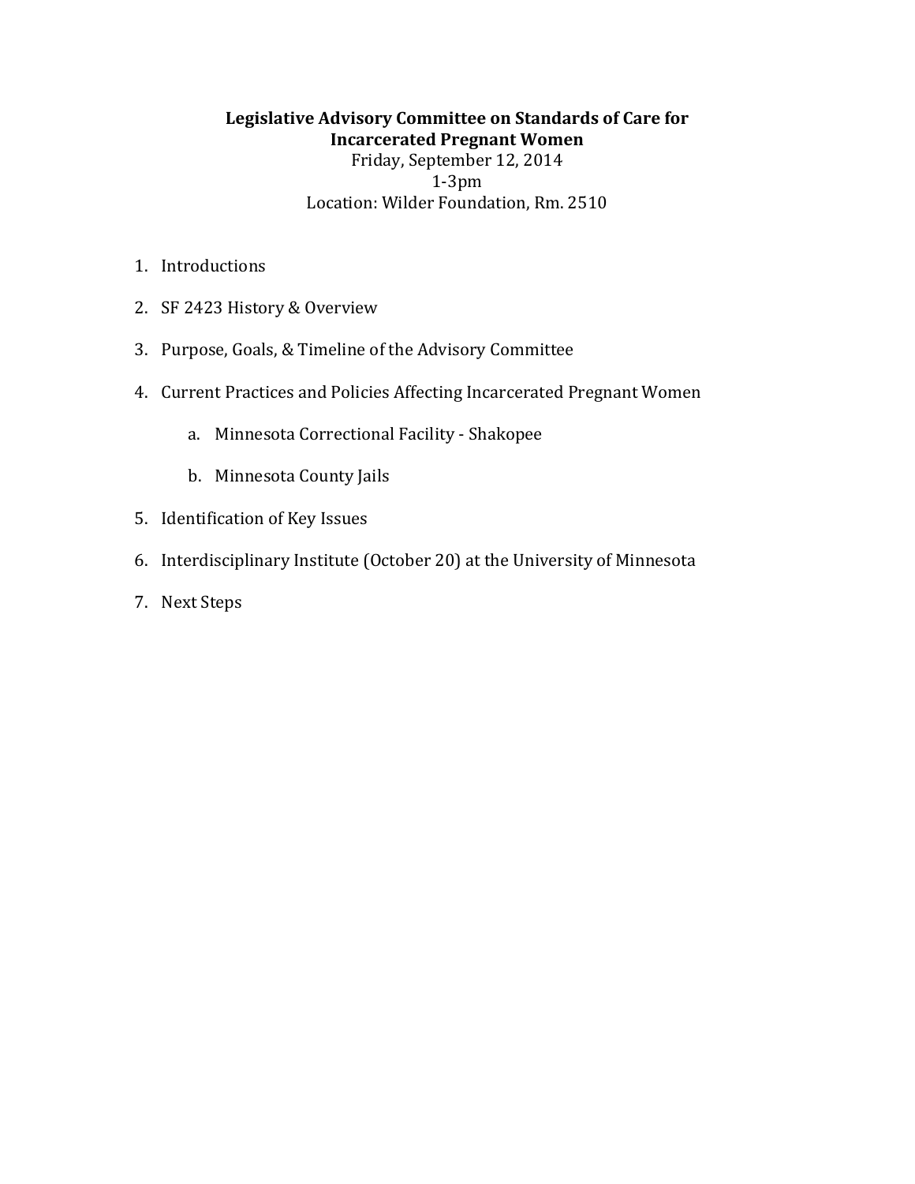**Legislative Advisory Committee on Standards of Care for Incarcerated Pregnant Women**

Friday, September 12, 2014

1-3pm

Location: Wilder Foundation, Rm. 2510

1. Introductions
2. SF 2423 History & Overview
3. Purpose, Goals, & Timeline of the Advisory Committee
4. Current Practices and Policies Affecting Incarcerated Pregnant Women
    a. Minnesota Correctional Facility - Shakopee
    b. Minnesota County Jails
5. Identification of Key Issues
6. Interdisciplinary Institute (October 20) at the University of Minnesota
7. Next Steps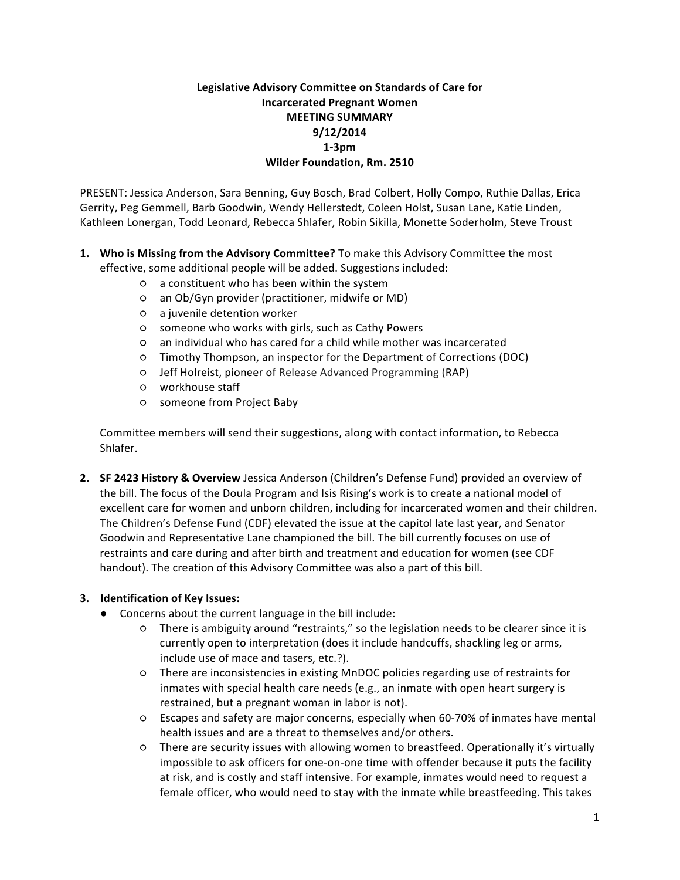**Legislative Advisory Committee on Standards of Care for Incarcerated Pregnant Women**
**MEETING SUMMARY**
**9/12/2014**
**1-3pm**
**Wilder Foundation, Rm. 2510**

PRESENT: Jessica Anderson, Sara Benning, Guy Bosch, Brad Colbert, Holly Compo, Ruthie Dallas, Erica Gerrity, Peg Gemmell, Barb Goodwin, Wendy Hellerstedt, Coleen Holst, Susan Lane, Katie Linden, Kathleen Lonergan, Todd Leonard, Rebecca Shlafer, Robin Sikilla, Monette Soderholm, Steve Troust

1. **Who is Missing from the Advisory Committee?** To make this Advisory Committee the most effective, some additional people will be added. Suggestions included:
    - a constituent who has been within the system
    - an Ob/Gyn provider (practitioner, midwife or MD)
    - a juvenile detention worker
    - someone who works with girls, such as Cathy Powers
    - an individual who has cared for a child while mother was incarcerated
    - Timothy Thompson, an inspector for the Department of Corrections (DOC)
    - Jeff Holreist, pioneer of Release Advanced Programming (RAP)
    - workhouse staff
    - someone from Project Baby

    Committee members will send their suggestions, along with contact information, to Rebecca Shlafer.

2. **SF 2423 History & Overview** Jessica Anderson (Children's Defense Fund) provided an overview of the bill. The focus of the Doula Program and Isis Rising's work is to create a national model of excellent care for women and unborn children, including for incarcerated women and their children. The Children's Defense Fund (CDF) elevated the issue at the capitol late last year, and Senator Goodwin and Representative Lane championed the bill. The bill currently focuses on use of restraints and care during and after birth and treatment and education for women (see CDF handout). The creation of this Advisory Committee was also a part of this bill.

3. **Identification of Key Issues:**
    - Concerns about the current language in the bill include:
        - There is ambiguity around "restraints," so the legislation needs to be clearer since it is currently open to interpretation (does it include handcuffs, shackling leg or arms, include use of mace and tasers, etc.?).
        - There are inconsistencies in existing MnDOC policies regarding use of restraints for inmates with special health care needs (e.g., an inmate with open heart surgery is restrained, but a pregnant woman in labor is not).
        - Escapes and safety are major concerns, especially when 60-70% of inmates have mental health issues and are a threat to themselves and/or others.
        - There are security issues with allowing women to breastfeed. Operationally it's virtually impossible to ask officers for one-on-one time with offender because it puts the facility at risk, and is costly and staff intensive. For example, inmates would need to request a female officer, who would need to stay with the inmate while breastfeeding. This takes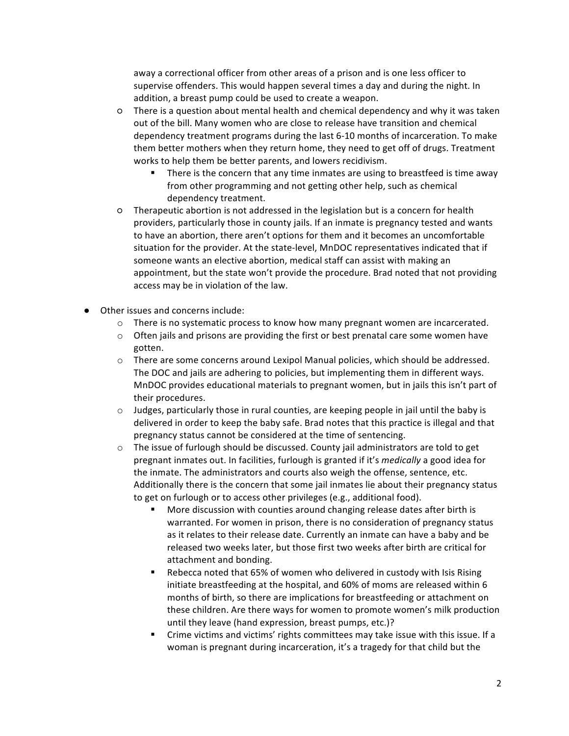away a correctional officer from other areas of a prison and is one less officer to supervise offenders. This would happen several times a day and during the night. In addition, a breast pump could be used to create a weapon.

- There is a question about mental health and chemical dependency and why it was taken out of the bill. Many women who are close to release have transition and chemical dependency treatment programs during the last 6-10 months of incarceration. To make them better mothers when they return home, they need to get off of drugs. Treatment works to help them be better parents, and lowers recidivism.
  - There is the concern that any time inmates are using to breastfeed is time away from other programming and not getting other help, such as chemical dependency treatment.
- Therapeutic abortion is not addressed in the legislation but is a concern for health providers, particularly those in county jails. If an inmate is pregnancy tested and wants to have an abortion, there aren't options for them and it becomes an uncomfortable situation for the provider. At the state-level, MnDOC representatives indicated that if someone wants an elective abortion, medical staff can assist with making an appointment, but the state won't provide the procedure. Brad noted that not providing access may be in violation of the law.

- Other issues and concerns include:
  - There is no systematic process to know how many pregnant women are incarcerated.
  - Often jails and prisons are providing the first or best prenatal care some women have gotten.
  - There are some concerns around Lexipol Manual policies, which should be addressed. The DOC and jails are adhering to policies, but implementing them in different ways. MnDOC provides educational materials to pregnant women, but in jails this isn't part of their procedures.
  - Judges, particularly those in rural counties, are keeping people in jail until the baby is delivered in order to keep the baby safe. Brad notes that this practice is illegal and that pregnancy status cannot be considered at the time of sentencing.
  - The issue of furlough should be discussed. County jail administrators are told to get pregnant inmates out. In facilities, furlough is granted if it's *medically* a good idea for the inmate. The administrators and courts also weigh the offense, sentence, etc. Additionally there is the concern that some jail inmates lie about their pregnancy status to get on furlough or to access other privileges (e.g., additional food).
    - More discussion with counties around changing release dates after birth is warranted. For women in prison, there is no consideration of pregnancy status as it relates to their release date. Currently an inmate can have a baby and be released two weeks later, but those first two weeks after birth are critical for attachment and bonding.
    - Rebecca noted that 65% of women who delivered in custody with Isis Rising initiate breastfeeding at the hospital, and 60% of moms are released within 6 months of birth, so there are implications for breastfeeding or attachment on these children. Are there ways for women to promote women's milk production until they leave (hand expression, breast pumps, etc.)?
    - Crime victims and victims' rights committees may take issue with this issue. If a woman is pregnant during incarceration, it's a tragedy for that child but the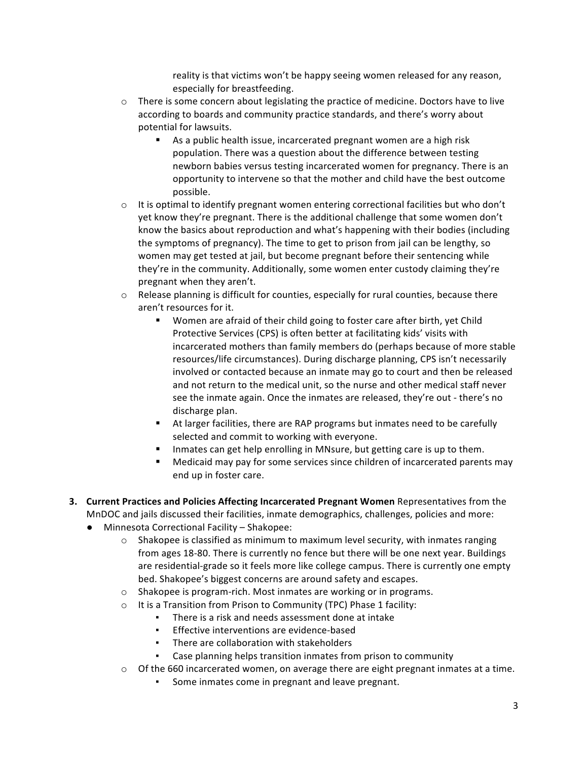reality is that victims won't be happy seeing women released for any reason, especially for breastfeeding.

- There is some concern about legislating the practice of medicine. Doctors have to live according to boards and community practice standards, and there's worry about potential for lawsuits.
  - As a public health issue, incarcerated pregnant women are a high risk population. There was a question about the difference between testing newborn babies versus testing incarcerated women for pregnancy. There is an opportunity to intervene so that the mother and child have the best outcome possible.
- It is optimal to identify pregnant women entering correctional facilities but who don't yet know they're pregnant. There is the additional challenge that some women don't know the basics about reproduction and what's happening with their bodies (including the symptoms of pregnancy). The time to get to prison from jail can be lengthy, so women may get tested at jail, but become pregnant before their sentencing while they're in the community. Additionally, some women enter custody claiming they're pregnant when they aren't.
- Release planning is difficult for counties, especially for rural counties, because there aren't resources for it.
  - Women are afraid of their child going to foster care after birth, yet Child Protective Services (CPS) is often better at facilitating kids' visits with incarcerated mothers than family members do (perhaps because of more stable resources/life circumstances). During discharge planning, CPS isn't necessarily involved or contacted because an inmate may go to court and then be released and not return to the medical unit, so the nurse and other medical staff never see the inmate again. Once the inmates are released, they're out - there's no discharge plan.
  - At larger facilities, there are RAP programs but inmates need to be carefully selected and commit to working with everyone.
  - Inmates can get help enrolling in MNsure, but getting care is up to them.
  - Medicaid may pay for some services since children of incarcerated parents may end up in foster care.

3. **Current Practices and Policies Affecting Incarcerated Pregnant Women** Representatives from the MnDOC and jails discussed their facilities, inmate demographics, challenges, policies and more:
   - Minnesota Correctional Facility – Shakopee:
     - Shakopee is classified as minimum to maximum level security, with inmates ranging from ages 18-80. There is currently no fence but there will be one next year. Buildings are residential-grade so it feels more like college campus. There is currently one empty bed. Shakopee's biggest concerns are around safety and escapes.
     - Shakopee is program-rich. Most inmates are working or in programs.
     - It is a Transition from Prison to Community (TPC) Phase 1 facility:
       - There is a risk and needs assessment done at intake
       - Effective interventions are evidence-based
       - There are collaboration with stakeholders
       - Case planning helps transition inmates from prison to community
     - Of the 660 incarcerated women, on average there are eight pregnant inmates at a time.
       - Some inmates come in pregnant and leave pregnant.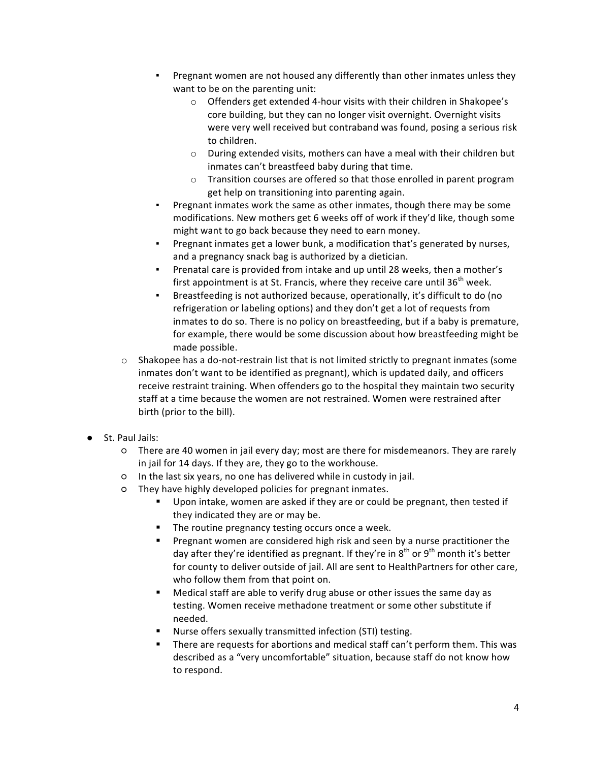- Pregnant women are not housed any differently than other inmates unless they want to be on the parenting unit:
                - Offenders get extended 4-hour visits with their children in Shakopee's core building, but they can no longer visit overnight. Overnight visits were very well received but contraband was found, posing a serious risk to children.
                - During extended visits, mothers can have a meal with their children but inmates can't breastfeed baby during that time.
                - Transition courses are offered so that those enrolled in parent program get help on transitioning into parenting again.
            - Pregnant inmates work the same as other inmates, though there may be some modifications. New mothers get 6 weeks off of work if they'd like, though some might want to go back because they need to earn money.
            - Pregnant inmates get a lower bunk, a modification that's generated by nurses, and a pregnancy snack bag is authorized by a dietician.
            - Prenatal care is provided from intake and up until 28 weeks, then a mother's first appointment is at St. Francis, where they receive care until 36th week.
            - Breastfeeding is not authorized because, operationally, it's difficult to do (no refrigeration or labeling options) and they don't get a lot of requests from inmates to do so. There is no policy on breastfeeding, but if a baby is premature, for example, there would be some discussion about how breastfeeding might be made possible.
    - Shakopee has a do-not-restrain list that is not limited strictly to pregnant inmates (some inmates don't want to be identified as pregnant), which is updated daily, and officers receive restraint training. When offenders go to the hospital they maintain two security staff at a time because the women are not restrained. Women were restrained after birth (prior to the bill).

- St. Paul Jails:
    - There are 40 women in jail every day; most are there for misdemeanors. They are rarely in jail for 14 days. If they are, they go to the workhouse.
    - In the last six years, no one has delivered while in custody in jail.
    - They have highly developed policies for pregnant inmates.
        - Upon intake, women are asked if they are or could be pregnant, then tested if they indicated they are or may be.
        - The routine pregnancy testing occurs once a week.
        - Pregnant women are considered high risk and seen by a nurse practitioner the day after they're identified as pregnant. If they're in 8th or 9th month it's better for county to deliver outside of jail. All are sent to HealthPartners for other care, who follow them from that point on.
        - Medical staff are able to verify drug abuse or other issues the same day as testing. Women receive methadone treatment or some other substitute if needed.
        - Nurse offers sexually transmitted infection (STI) testing.
        - There are requests for abortions and medical staff can't perform them. This was described as a "very uncomfortable" situation, because staff do not know how to respond.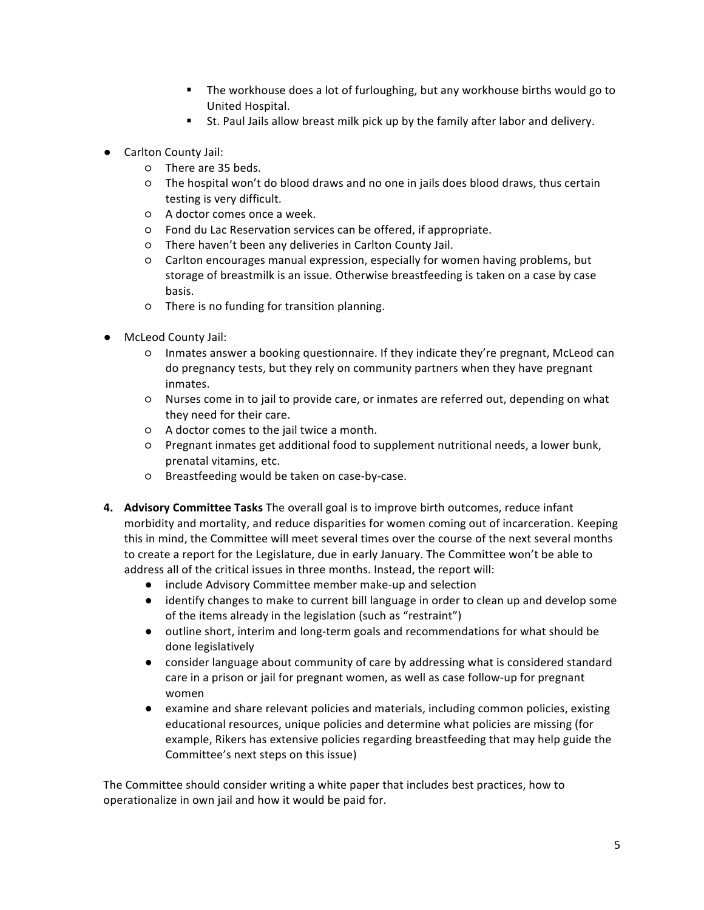- The workhouse does a lot of furloughing, but any workhouse births would go to United Hospital.
        - St. Paul Jails allow breast milk pick up by the family after labor and delivery.

- Carlton County Jail:
    - There are 35 beds.
    - The hospital won't do blood draws and no one in jails does blood draws, thus certain testing is very difficult.
    - A doctor comes once a week.
    - Fond du Lac Reservation services can be offered, if appropriate.
    - There haven't been any deliveries in Carlton County Jail.
    - Carlton encourages manual expression, especially for women having problems, but storage of breastmilk is an issue. Otherwise breastfeeding is taken on a case by case basis.
    - There is no funding for transition planning.

- McLeod County Jail:
    - Inmates answer a booking questionnaire. If they indicate they're pregnant, McLeod can do pregnancy tests, but they rely on community partners when they have pregnant inmates.
    - Nurses come in to jail to provide care, or inmates are referred out, depending on what they need for their care.
    - A doctor comes to the jail twice a month.
    - Pregnant inmates get additional food to supplement nutritional needs, a lower bunk, prenatal vitamins, etc.
    - Breastfeeding would be taken on case-by-case.

4. **Advisory Committee Tasks** The overall goal is to improve birth outcomes, reduce infant morbidity and mortality, and reduce disparities for women coming out of incarceration. Keeping this in mind, the Committee will meet several times over the course of the next several months to create a report for the Legislature, due in early January. The Committee won't be able to address all of the critical issues in three months. Instead, the report will:
    - include Advisory Committee member make-up and selection
    - identify changes to make to current bill language in order to clean up and develop some of the items already in the legislation (such as "restraint")
    - outline short, interim and long-term goals and recommendations for what should be done legislatively
    - consider language about community of care by addressing what is considered standard care in a prison or jail for pregnant women, as well as case follow-up for pregnant women
    - examine and share relevant policies and materials, including common policies, existing educational resources, unique policies and determine what policies are missing (for example, Rikers has extensive policies regarding breastfeeding that may help guide the Committee's next steps on this issue)

The Committee should consider writing a white paper that includes best practices, how to operationalize in own jail and how it would be paid for.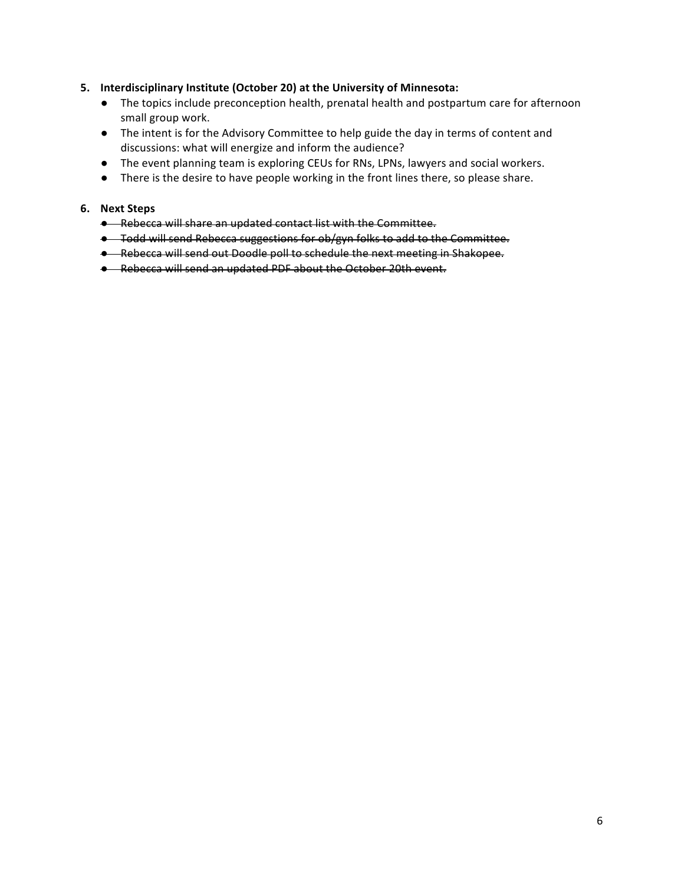5. **Interdisciplinary Institute (October 20) at the University of Minnesota:**
    - The topics include preconception health, prenatal health and postpartum care for afternoon small group work.
    - The intent is for the Advisory Committee to help guide the day in terms of content and discussions: what will energize and inform the audience?
    - The event planning team is exploring CEUs for RNs, LPNs, lawyers and social workers.
    - There is the desire to have people working in the front lines there, so please share.

6. **Next Steps**
    - ~~Rebecca will share an updated contact list with the Committee.~~
    - ~~Todd will send Rebecca suggestions for ob/gyn folks to add to the Committee.~~
    - ~~Rebecca will send out Doodle poll to schedule the next meeting in Shakopee.~~
    - ~~Rebecca will send an updated PDF about the October 20th event.~~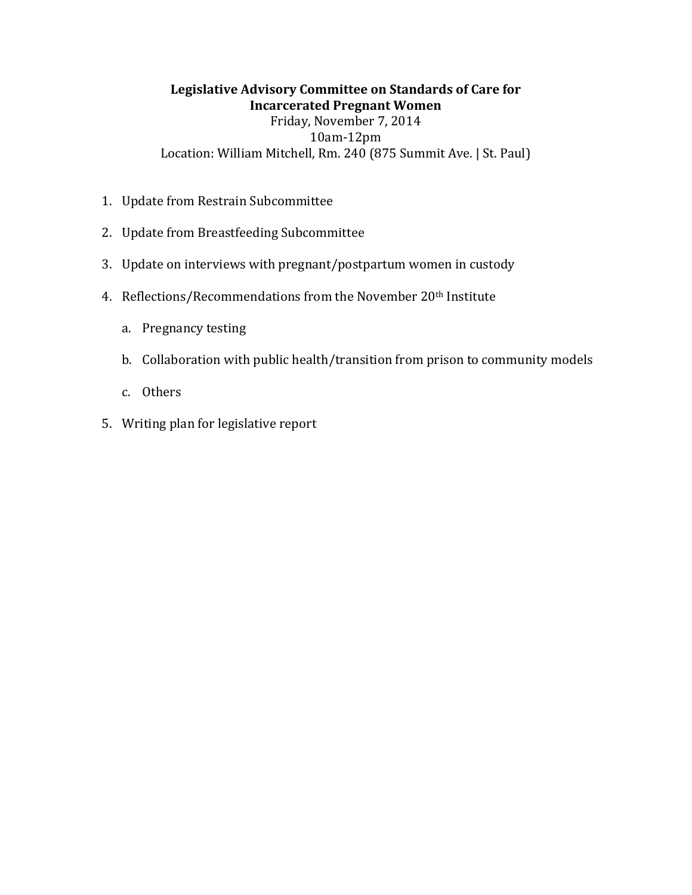**Legislative Advisory Committee on Standards of Care for Incarcerated Pregnant Women**

Friday, November 7, 2014
10am-12pm
Location: William Mitchell, Rm. 240 (875 Summit Ave. | St. Paul)

1. Update from Restrain Subcommittee
2. Update from Breastfeeding Subcommittee
3. Update on interviews with pregnant/postpartum women in custody
4. Reflections/Recommendations from the November 20th Institute
   a. Pregnancy testing
   b. Collaboration with public health/transition from prison to community models
   c. Others
5. Writing plan for legislative report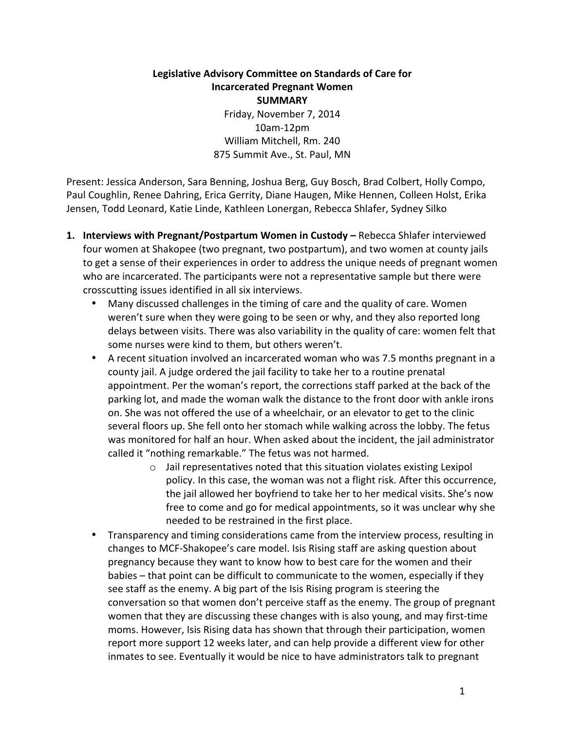**Legislative Advisory Committee on Standards of Care for Incarcerated Pregnant Women**
**SUMMARY**
Friday, November 7, 2014
10am-12pm
William Mitchell, Rm. 240
875 Summit Ave., St. Paul, MN

Present: Jessica Anderson, Sara Benning, Joshua Berg, Guy Bosch, Brad Colbert, Holly Compo, Paul Coughlin, Renee Dahring, Erica Gerrity, Diane Haugen, Mike Hennen, Colleen Holst, Erika Jensen, Todd Leonard, Katie Linde, Kathleen Lonergan, Rebecca Shlafer, Sydney Silko

1. **Interviews with Pregnant/Postpartum Women in Custody –** Rebecca Shlafer interviewed four women at Shakopee (two pregnant, two postpartum), and two women at county jails to get a sense of their experiences in order to address the unique needs of pregnant women who are incarcerated. The participants were not a representative sample but there were crosscutting issues identified in all six interviews.
   - Many discussed challenges in the timing of care and the quality of care. Women weren't sure when they were going to be seen or why, and they also reported long delays between visits. There was also variability in the quality of care: women felt that some nurses were kind to them, but others weren't.
   - A recent situation involved an incarcerated woman who was 7.5 months pregnant in a county jail. A judge ordered the jail facility to take her to a routine prenatal appointment. Per the woman's report, the corrections staff parked at the back of the parking lot, and made the woman walk the distance to the front door with ankle irons on. She was not offered the use of a wheelchair, or an elevator to get to the clinic several floors up. She fell onto her stomach while walking across the lobby. The fetus was monitored for half an hour. When asked about the incident, the jail administrator called it "nothing remarkable." The fetus was not harmed.
     - Jail representatives noted that this situation violates existing Lexipol policy. In this case, the woman was not a flight risk. After this occurrence, the jail allowed her boyfriend to take her to her medical visits. She's now free to come and go for medical appointments, so it was unclear why she needed to be restrained in the first place.
   - Transparency and timing considerations came from the interview process, resulting in changes to MCF-Shakopee's care model. Isis Rising staff are asking question about pregnancy because they want to know how to best care for the women and their babies – that point can be difficult to communicate to the women, especially if they see staff as the enemy. A big part of the Isis Rising program is steering the conversation so that women don't perceive staff as the enemy. The group of pregnant women that they are discussing these changes with is also young, and may first-time moms. However, Isis Rising data has shown that through their participation, women report more support 12 weeks later, and can help provide a different view for other inmates to see. Eventually it would be nice to have administrators talk to pregnant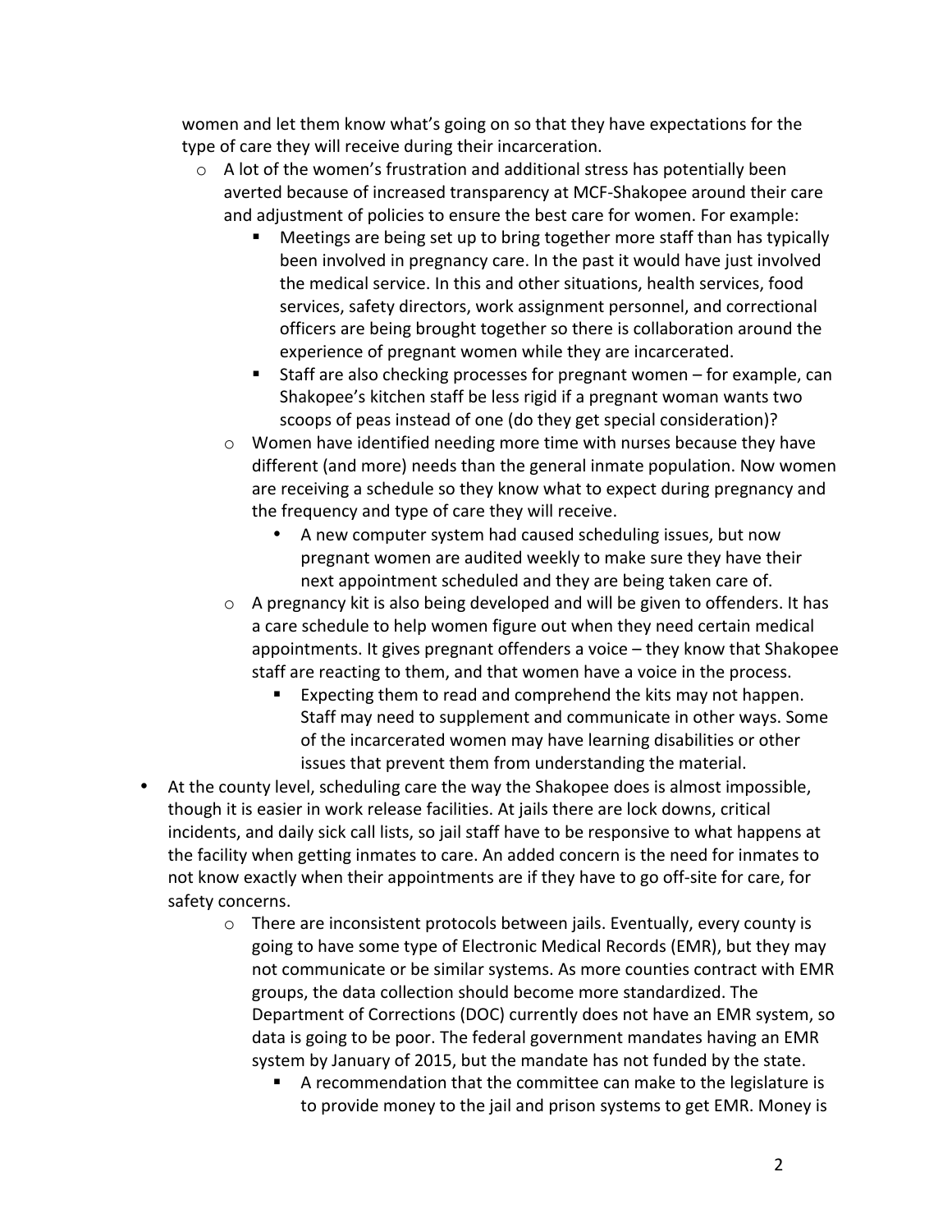women and let them know what's going on so that they have expectations for the type of care they will receive during their incarceration.

- A lot of the women's frustration and additional stress has potentially been averted because of increased transparency at MCF-Shakopee around their care and adjustment of policies to ensure the best care for women. For example:
  - Meetings are being set up to bring together more staff than has typically been involved in pregnancy care. In the past it would have just involved the medical service. In this and other situations, health services, food services, safety directors, work assignment personnel, and correctional officers are being brought together so there is collaboration around the experience of pregnant women while they are incarcerated.
  - Staff are also checking processes for pregnant women – for example, can Shakopee's kitchen staff be less rigid if a pregnant woman wants two scoops of peas instead of one (do they get special consideration)?
- Women have identified needing more time with nurses because they have different (and more) needs than the general inmate population. Now women are receiving a schedule so they know what to expect during pregnancy and the frequency and type of care they will receive.
  - A new computer system had caused scheduling issues, but now pregnant women are audited weekly to make sure they have their next appointment scheduled and they are being taken care of.
- A pregnancy kit is also being developed and will be given to offenders. It has a care schedule to help women figure out when they need certain medical appointments. It gives pregnant offenders a voice – they know that Shakopee staff are reacting to them, and that women have a voice in the process.
  - Expecting them to read and comprehend the kits may not happen. Staff may need to supplement and communicate in other ways. Some of the incarcerated women may have learning disabilities or other issues that prevent them from understanding the material.

- At the county level, scheduling care the way the Shakopee does is almost impossible, though it is easier in work release facilities. At jails there are lock downs, critical incidents, and daily sick call lists, so jail staff have to be responsive to what happens at the facility when getting inmates to care. An added concern is the need for inmates to not know exactly when their appointments are if they have to go off-site for care, for safety concerns.
  - There are inconsistent protocols between jails. Eventually, every county is going to have some type of Electronic Medical Records (EMR), but they may not communicate or be similar systems. As more counties contract with EMR groups, the data collection should become more standardized. The Department of Corrections (DOC) currently does not have an EMR system, so data is going to be poor. The federal government mandates having an EMR system by January of 2015, but the mandate has not funded by the state.
    - A recommendation that the committee can make to the legislature is to provide money to the jail and prison systems to get EMR. Money is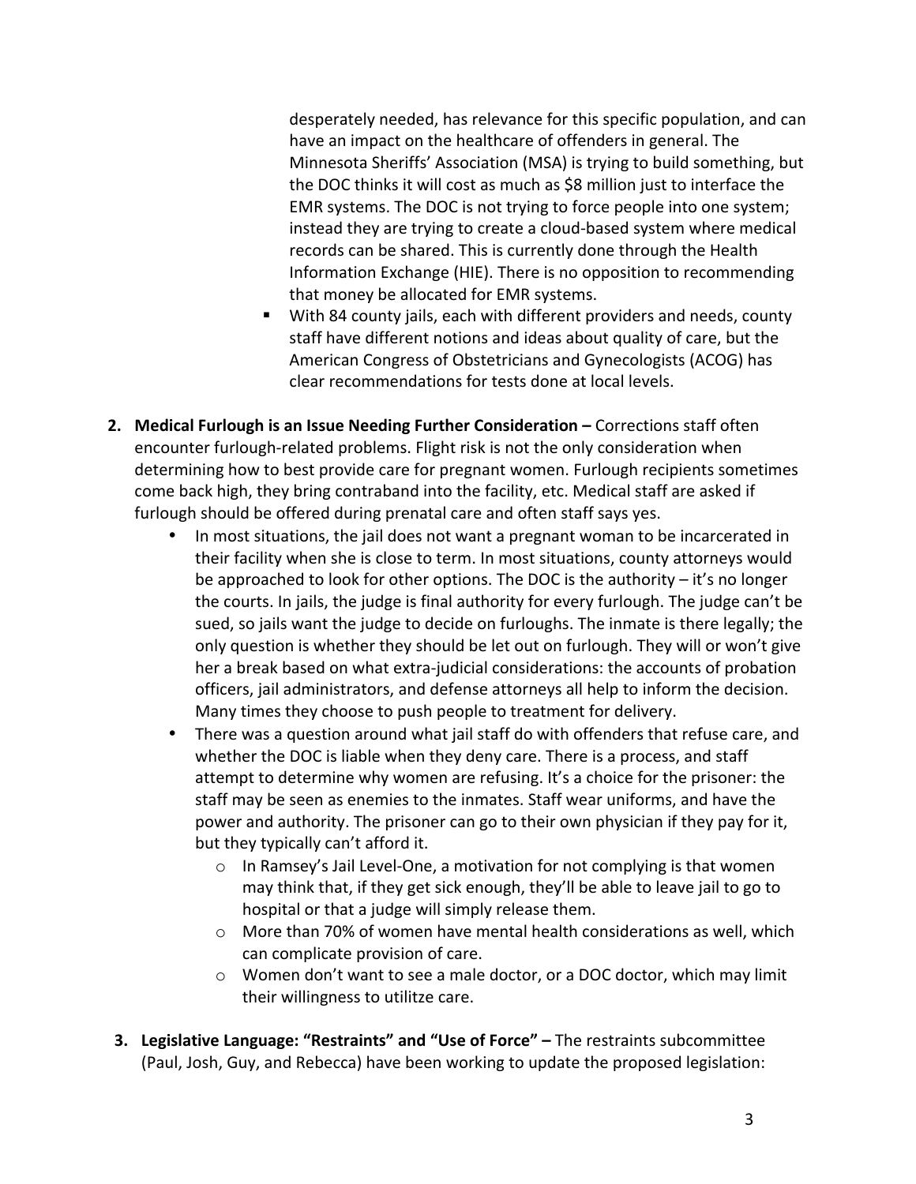desperately needed, has relevance for this specific population, and can have an impact on the healthcare of offenders in general. The Minnesota Sheriffs' Association (MSA) is trying to build something, but the DOC thinks it will cost as much as $8 million just to interface the EMR systems. The DOC is not trying to force people into one system; instead they are trying to create a cloud-based system where medical records can be shared. This is currently done through the Health Information Exchange (HIE). There is no opposition to recommending that money be allocated for EMR systems.

  - With 84 county jails, each with different providers and needs, county staff have different notions and ideas about quality of care, but the American Congress of Obstetricians and Gynecologists (ACOG) has clear recommendations for tests done at local levels.

2. **Medical Furlough is an Issue Needing Further Consideration –** Corrections staff often encounter furlough-related problems. Flight risk is not the only consideration when determining how to best provide care for pregnant women. Furlough recipients sometimes come back high, they bring contraband into the facility, etc. Medical staff are asked if furlough should be offered during prenatal care and often staff says yes.
   - In most situations, the jail does not want a pregnant woman to be incarcerated in their facility when she is close to term. In most situations, county attorneys would be approached to look for other options. The DOC is the authority – it's no longer the courts. In jails, the judge is final authority for every furlough. The judge can't be sued, so jails want the judge to decide on furloughs. The inmate is there legally; the only question is whether they should be let out on furlough. They will or won't give her a break based on what extra-judicial considerations: the accounts of probation officers, jail administrators, and defense attorneys all help to inform the decision. Many times they choose to push people to treatment for delivery.
   - There was a question around what jail staff do with offenders that refuse care, and whether the DOC is liable when they deny care. There is a process, and staff attempt to determine why women are refusing. It's a choice for the prisoner: the staff may be seen as enemies to the inmates. Staff wear uniforms, and have the power and authority. The prisoner can go to their own physician if they pay for it, but they typically can't afford it.
     - In Ramsey's Jail Level-One, a motivation for not complying is that women may think that, if they get sick enough, they'll be able to leave jail to go to hospital or that a judge will simply release them.
     - More than 70% of women have mental health considerations as well, which can complicate provision of care.
     - Women don't want to see a male doctor, or a DOC doctor, which may limit their willingness to utilitze care.

3. **Legislative Language: "Restraints" and "Use of Force" –** The restraints subcommittee (Paul, Josh, Guy, and Rebecca) have been working to update the proposed legislation: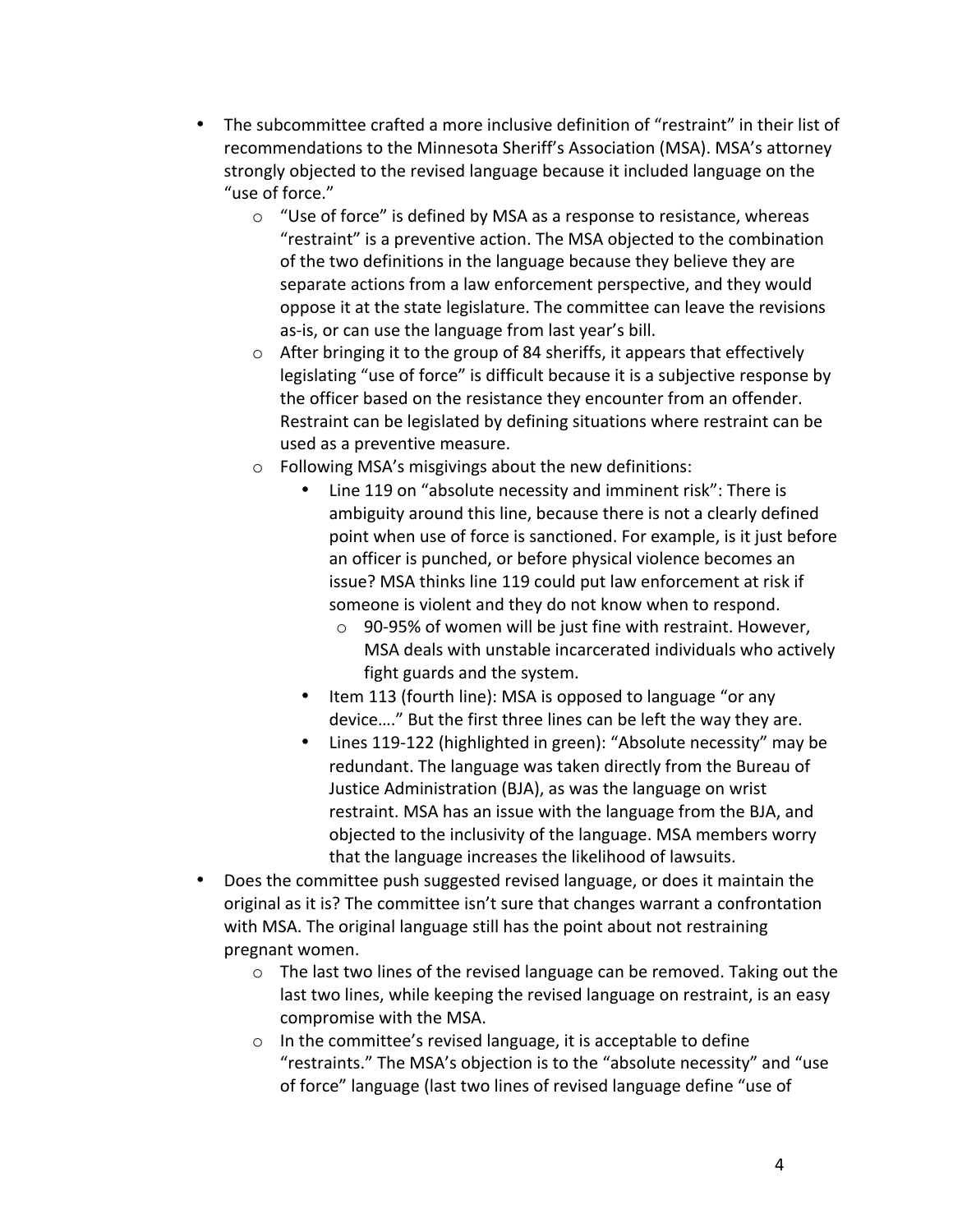- The subcommittee crafted a more inclusive definition of "restraint" in their list of recommendations to the Minnesota Sheriff's Association (MSA). MSA's attorney strongly objected to the revised language because it included language on the "use of force."
    - "Use of force" is defined by MSA as a response to resistance, whereas "restraint" is a preventive action. The MSA objected to the combination of the two definitions in the language because they believe they are separate actions from a law enforcement perspective, and they would oppose it at the state legislature. The committee can leave the revisions as-is, or can use the language from last year's bill.
    - After bringing it to the group of 84 sheriffs, it appears that effectively legislating "use of force" is difficult because it is a subjective response by the officer based on the resistance they encounter from an offender. Restraint can be legislated by defining situations where restraint can be used as a preventive measure.
    - Following MSA's misgivings about the new definitions:
        - Line 119 on "absolute necessity and imminent risk": There is ambiguity around this line, because there is not a clearly defined point when use of force is sanctioned. For example, is it just before an officer is punched, or before physical violence becomes an issue? MSA thinks line 119 could put law enforcement at risk if someone is violent and they do not know when to respond.
            - 90-95% of women will be just fine with restraint. However, MSA deals with unstable incarcerated individuals who actively fight guards and the system.
        - Item 113 (fourth line): MSA is opposed to language "or any device…." But the first three lines can be left the way they are.
        - Lines 119-122 (highlighted in green): "Absolute necessity" may be redundant. The language was taken directly from the Bureau of Justice Administration (BJA), as was the language on wrist restraint. MSA has an issue with the language from the BJA, and objected to the inclusivity of the language. MSA members worry that the language increases the likelihood of lawsuits.
- Does the committee push suggested revised language, or does it maintain the original as it is? The committee isn't sure that changes warrant a confrontation with MSA. The original language still has the point about not restraining pregnant women.
    - The last two lines of the revised language can be removed. Taking out the last two lines, while keeping the revised language on restraint, is an easy compromise with the MSA.
    - In the committee's revised language, it is acceptable to define "restraints." The MSA's objection is to the "absolute necessity" and "use of force" language (last two lines of revised language define "use of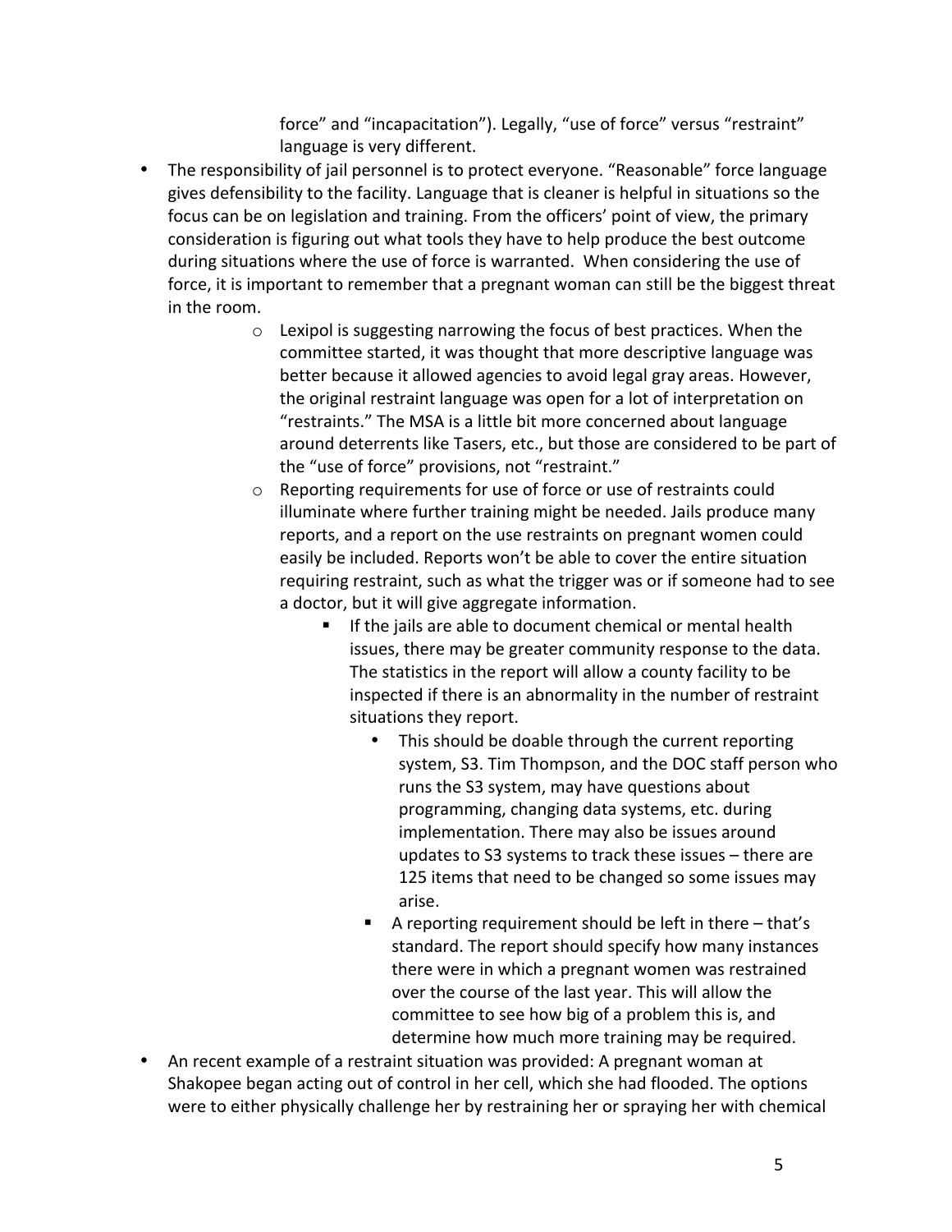force” and “incapacitation”). Legally, “use of force” versus “restraint” language is very different.

- The responsibility of jail personnel is to protect everyone. “Reasonable” force language gives defensibility to the facility. Language that is cleaner is helpful in situations so the focus can be on legislation and training. From the officers’ point of view, the primary consideration is figuring out what tools they have to help produce the best outcome during situations where the use of force is warranted. When considering the use of force, it is important to remember that a pregnant woman can still be the biggest threat in the room.
    - Lexipol is suggesting narrowing the focus of best practices. When the committee started, it was thought that more descriptive language was better because it allowed agencies to avoid legal gray areas. However, the original restraint language was open for a lot of interpretation on “restraints.” The MSA is a little bit more concerned about language around deterrents like Tasers, etc., but those are considered to be part of the “use of force” provisions, not “restraint.”
    - Reporting requirements for use of force or use of restraints could illuminate where further training might be needed. Jails produce many reports, and a report on the use restraints on pregnant women could easily be included. Reports won’t be able to cover the entire situation requiring restraint, such as what the trigger was or if someone had to see a doctor, but it will give aggregate information.
        - If the jails are able to document chemical or mental health issues, there may be greater community response to the data. The statistics in the report will allow a county facility to be inspected if there is an abnormality in the number of restraint situations they report.
            - This should be doable through the current reporting system, S3. Tim Thompson, and the DOC staff person who runs the S3 system, may have questions about programming, changing data systems, etc. during implementation. There may also be issues around updates to S3 systems to track these issues – there are 125 items that need to be changed so some issues may arise.
        - A reporting requirement should be left in there – that’s standard. The report should specify how many instances there were in which a pregnant women was restrained over the course of the last year. This will allow the committee to see how big of a problem this is, and determine how much more training may be required.
- An recent example of a restraint situation was provided: A pregnant woman at Shakopee began acting out of control in her cell, which she had flooded. The options were to either physically challenge her by restraining her or spraying her with chemical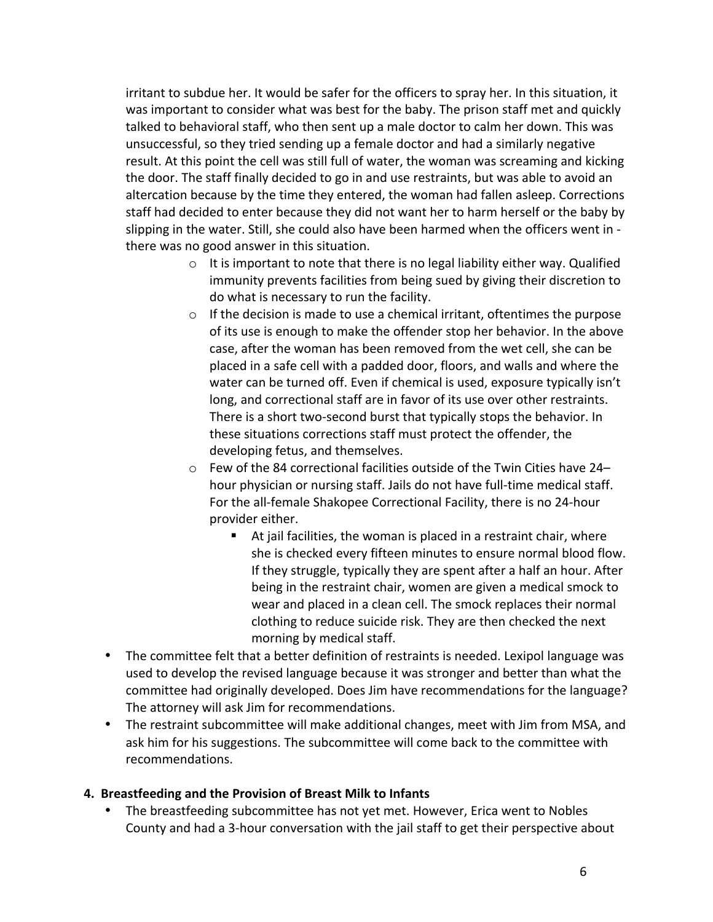irritant to subdue her. It would be safer for the officers to spray her. In this situation, it was important to consider what was best for the baby. The prison staff met and quickly talked to behavioral staff, who then sent up a male doctor to calm her down. This was unsuccessful, so they tried sending up a female doctor and had a similarly negative result. At this point the cell was still full of water, the woman was screaming and kicking the door. The staff finally decided to go in and use restraints, but was able to avoid an altercation because by the time they entered, the woman had fallen asleep. Corrections staff had decided to enter because they did not want her to harm herself or the baby by slipping in the water. Still, she could also have been harmed when the officers went in - there was no good answer in this situation.

  - It is important to note that there is no legal liability either way. Qualified immunity prevents facilities from being sued by giving their discretion to do what is necessary to run the facility.
  - If the decision is made to use a chemical irritant, oftentimes the purpose of its use is enough to make the offender stop her behavior. In the above case, after the woman has been removed from the wet cell, she can be placed in a safe cell with a padded door, floors, and walls and where the water can be turned off. Even if chemical is used, exposure typically isn't long, and correctional staff are in favor of its use over other restraints. There is a short two-second burst that typically stops the behavior. In these situations corrections staff must protect the offender, the developing fetus, and themselves.
  - Few of the 84 correctional facilities outside of the Twin Cities have 24–hour physician or nursing staff. Jails do not have full-time medical staff. For the all-female Shakopee Correctional Facility, there is no 24-hour provider either.
    - At jail facilities, the woman is placed in a restraint chair, where she is checked every fifteen minutes to ensure normal blood flow. If they struggle, typically they are spent after a half an hour. After being in the restraint chair, women are given a medical smock to wear and placed in a clean cell. The smock replaces their normal clothing to reduce suicide risk. They are then checked the next morning by medical staff.

- The committee felt that a better definition of restraints is needed. Lexipol language was used to develop the revised language because it was stronger and better than what the committee had originally developed. Does Jim have recommendations for the language? The attorney will ask Jim for recommendations.
- The restraint subcommittee will make additional changes, meet with Jim from MSA, and ask him for his suggestions. The subcommittee will come back to the committee with recommendations.

**4. Breastfeeding and the Provision of Breast Milk to Infants**

- The breastfeeding subcommittee has not yet met. However, Erica went to Nobles County and had a 3-hour conversation with the jail staff to get their perspective about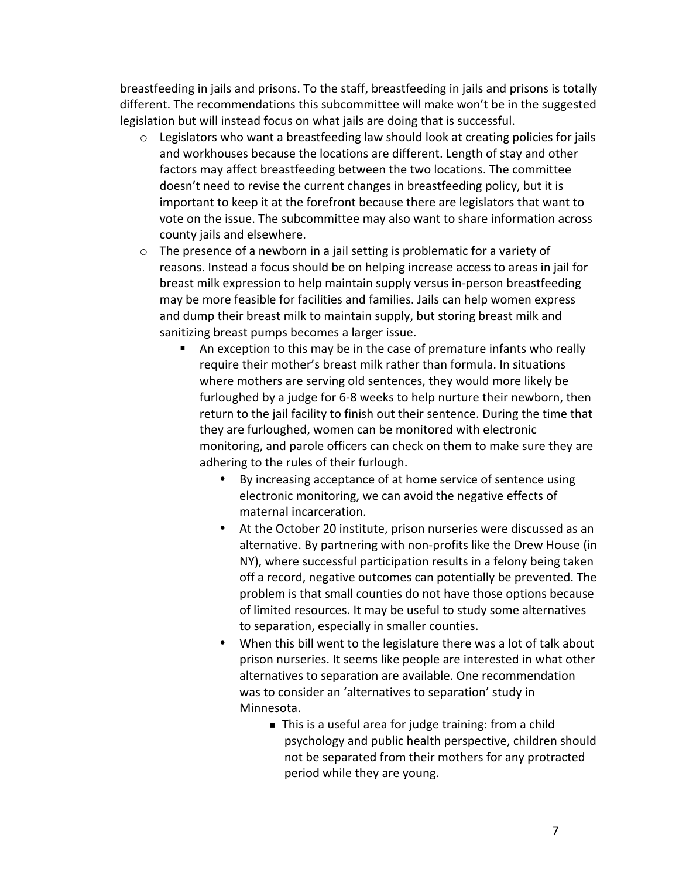breastfeeding in jails and prisons. To the staff, breastfeeding in jails and prisons is totally different. The recommendations this subcommittee will make won't be in the suggested legislation but will instead focus on what jails are doing that is successful.

- Legislators who want a breastfeeding law should look at creating policies for jails and workhouses because the locations are different. Length of stay and other factors may affect breastfeeding between the two locations. The committee doesn't need to revise the current changes in breastfeeding policy, but it is important to keep it at the forefront because there are legislators that want to vote on the issue. The subcommittee may also want to share information across county jails and elsewhere.
- The presence of a newborn in a jail setting is problematic for a variety of reasons. Instead a focus should be on helping increase access to areas in jail for breast milk expression to help maintain supply versus in-person breastfeeding may be more feasible for facilities and families. Jails can help women express and dump their breast milk to maintain supply, but storing breast milk and sanitizing breast pumps becomes a larger issue.
  - An exception to this may be in the case of premature infants who really require their mother's breast milk rather than formula. In situations where mothers are serving old sentences, they would more likely be furloughed by a judge for 6-8 weeks to help nurture their newborn, then return to the jail facility to finish out their sentence. During the time that they are furloughed, women can be monitored with electronic monitoring, and parole officers can check on them to make sure they are adhering to the rules of their furlough.
    - By increasing acceptance of at home service of sentence using electronic monitoring, we can avoid the negative effects of maternal incarceration.
    - At the October 20 institute, prison nurseries were discussed as an alternative. By partnering with non-profits like the Drew House (in NY), where successful participation results in a felony being taken off a record, negative outcomes can potentially be prevented. The problem is that small counties do not have those options because of limited resources. It may be useful to study some alternatives to separation, especially in smaller counties.
    - When this bill went to the legislature there was a lot of talk about prison nurseries. It seems like people are interested in what other alternatives to separation are available. One recommendation was to consider an 'alternatives to separation' study in Minnesota.
      - This is a useful area for judge training: from a child psychology and public health perspective, children should not be separated from their mothers for any protracted period while they are young.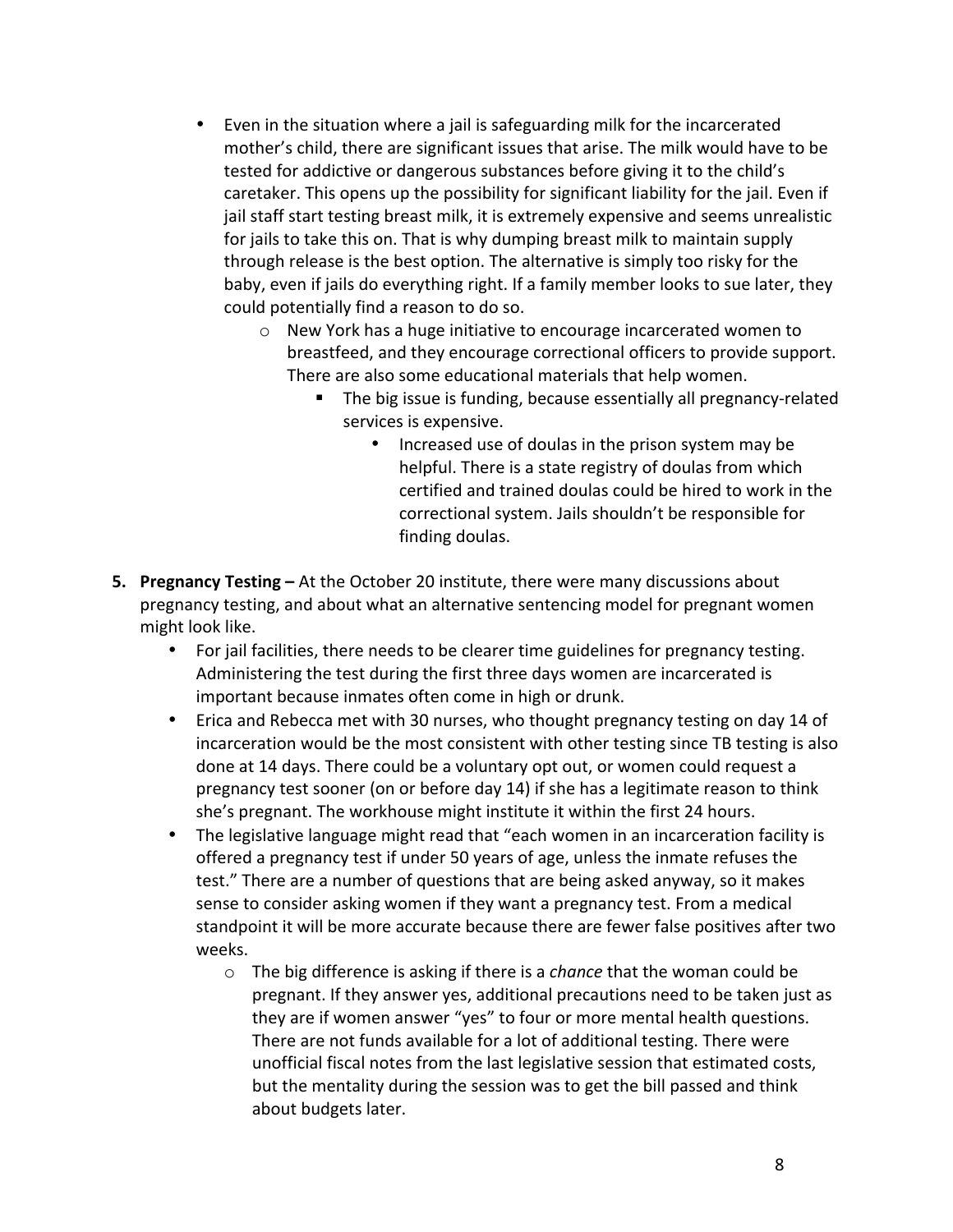- Even in the situation where a jail is safeguarding milk for the incarcerated mother's child, there are significant issues that arise. The milk would have to be tested for addictive or dangerous substances before giving it to the child's caretaker. This opens up the possibility for significant liability for the jail. Even if jail staff start testing breast milk, it is extremely expensive and seems unrealistic for jails to take this on. That is why dumping breast milk to maintain supply through release is the best option. The alternative is simply too risky for the baby, even if jails do everything right. If a family member looks to sue later, they could potentially find a reason to do so.
    - New York has a huge initiative to encourage incarcerated women to breastfeed, and they encourage correctional officers to provide support. There are also some educational materials that help women.
        - The big issue is funding, because essentially all pregnancy-related services is expensive.
            - Increased use of doulas in the prison system may be helpful. There is a state registry of doulas from which certified and trained doulas could be hired to work in the correctional system. Jails shouldn't be responsible for finding doulas.

5. **Pregnancy Testing –** At the October 20 institute, there were many discussions about pregnancy testing, and about what an alternative sentencing model for pregnant women might look like.
    - For jail facilities, there needs to be clearer time guidelines for pregnancy testing. Administering the test during the first three days women are incarcerated is important because inmates often come in high or drunk.
    - Erica and Rebecca met with 30 nurses, who thought pregnancy testing on day 14 of incarceration would be the most consistent with other testing since TB testing is also done at 14 days. There could be a voluntary opt out, or women could request a pregnancy test sooner (on or before day 14) if she has a legitimate reason to think she's pregnant. The workhouse might institute it within the first 24 hours.
    - The legislative language might read that "each women in an incarceration facility is offered a pregnancy test if under 50 years of age, unless the inmate refuses the test." There are a number of questions that are being asked anyway, so it makes sense to consider asking women if they want a pregnancy test. From a medical standpoint it will be more accurate because there are fewer false positives after two weeks.
        - The big difference is asking if there is a *chance* that the woman could be pregnant. If they answer yes, additional precautions need to be taken just as they are if women answer "yes" to four or more mental health questions. There are not funds available for a lot of additional testing. There were unofficial fiscal notes from the last legislative session that estimated costs, but the mentality during the session was to get the bill passed and think about budgets later.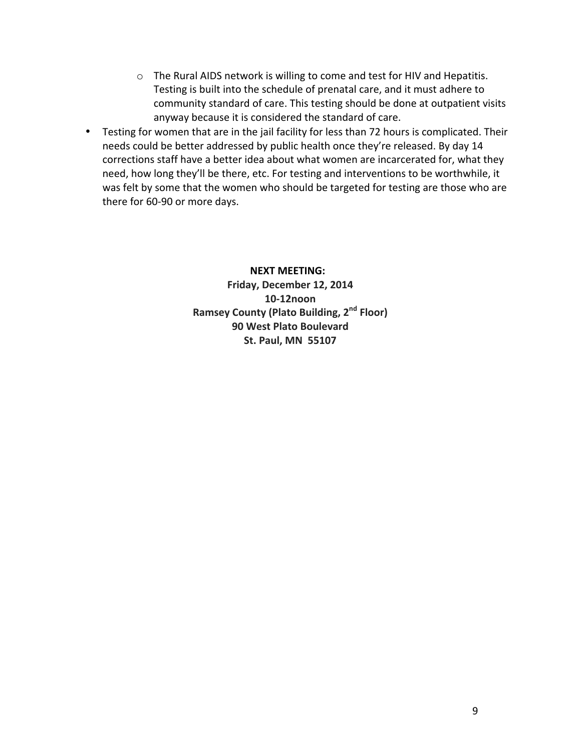- The Rural AIDS network is willing to come and test for HIV and Hepatitis. Testing is built into the schedule of prenatal care, and it must adhere to community standard of care. This testing should be done at outpatient visits anyway because it is considered the standard of care.
- Testing for women that are in the jail facility for less than 72 hours is complicated. Their needs could be better addressed by public health once they're released. By day 14 corrections staff have a better idea about what women are incarcerated for, what they need, how long they'll be there, etc. For testing and interventions to be worthwhile, it was felt by some that the women who should be targeted for testing are those who are there for 60-90 or more days.

**NEXT MEETING:**
**Friday, December 12, 2014**
**10-12noon**
**Ramsey County (Plato Building, 2nd Floor)**
**90 West Plato Boulevard**
**St. Paul, MN 55107**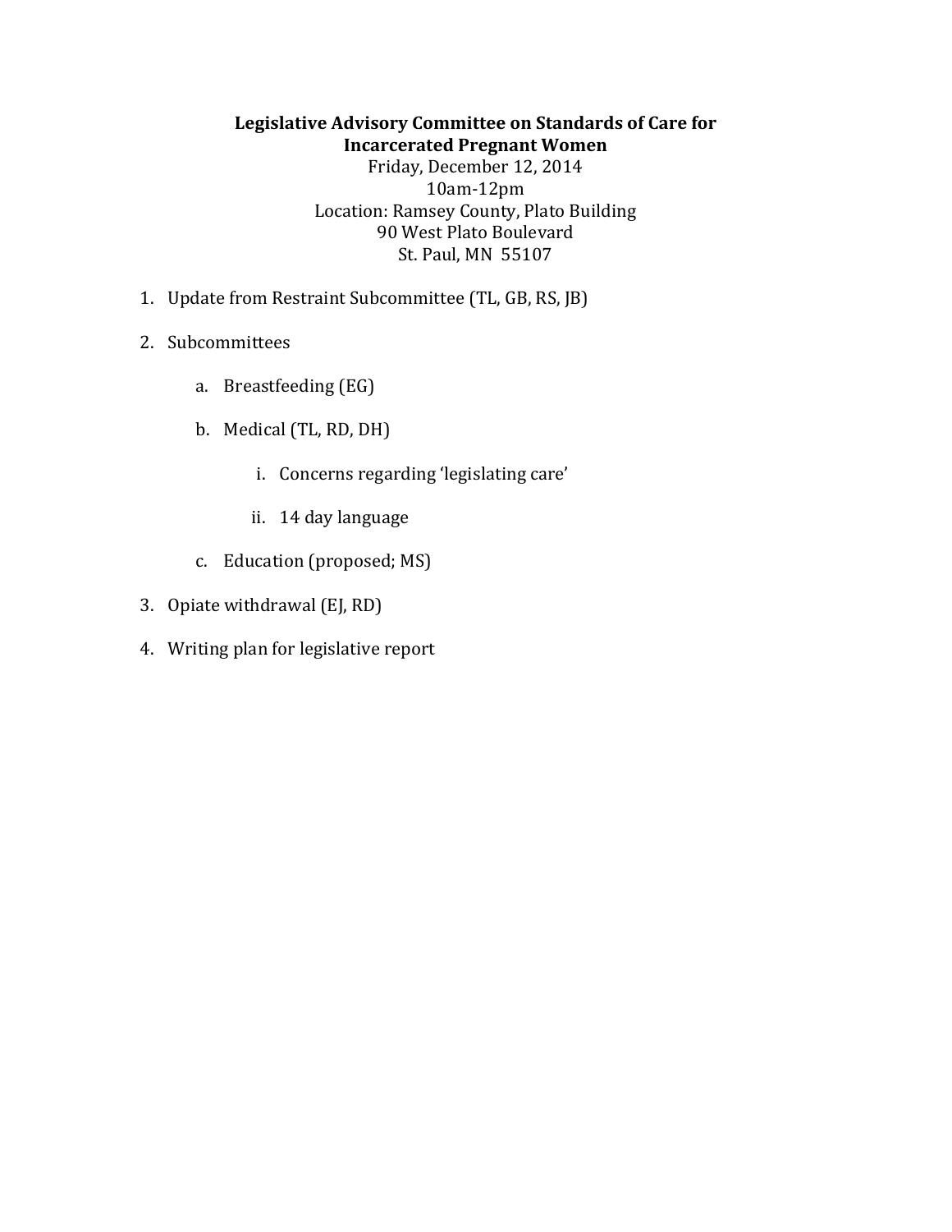**Legislative Advisory Committee on Standards of Care for Incarcerated Pregnant Women**

Friday, December 12, 2014
10am-12pm
Location: Ramsey County, Plato Building
90 West Plato Boulevard
St. Paul, MN 55107

1. Update from Restraint Subcommittee (TL, GB, RS, JB)
2. Subcommittees
   a. Breastfeeding (EG)
   b. Medical (TL, RD, DH)
      i. Concerns regarding 'legislating care'
      ii. 14 day language
   c. Education (proposed; MS)
3. Opiate withdrawal (EJ, RD)
4. Writing plan for legislative report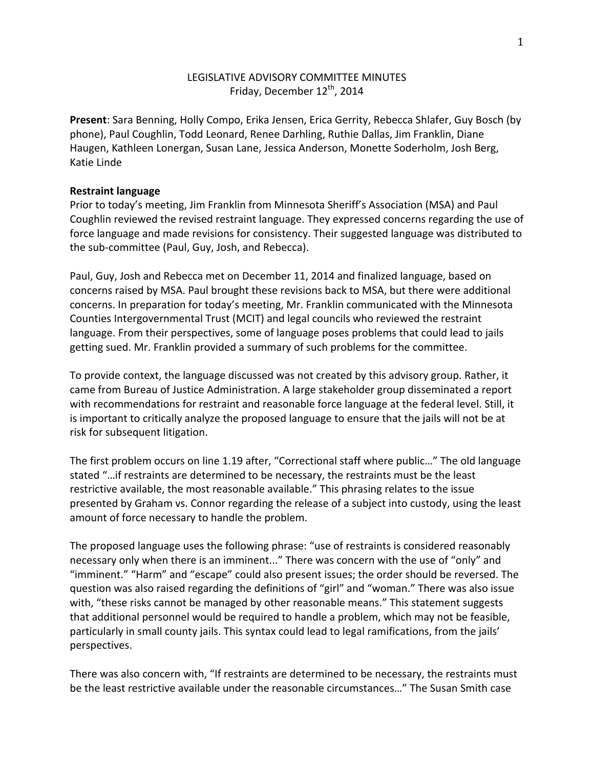LEGISLATIVE ADVISORY COMMITTEE MINUTES
Friday, December 12th, 2014

**Present**: Sara Benning, Holly Compo, Erika Jensen, Erica Gerrity, Rebecca Shlafer, Guy Bosch (by phone), Paul Coughlin, Todd Leonard, Renee Darhling, Ruthie Dallas, Jim Franklin, Diane Haugen, Kathleen Lonergan, Susan Lane, Jessica Anderson, Monette Soderholm, Josh Berg, Katie Linde

**Restraint language**

Prior to today's meeting, Jim Franklin from Minnesota Sheriff's Association (MSA) and Paul Coughlin reviewed the revised restraint language. They expressed concerns regarding the use of force language and made revisions for consistency. Their suggested language was distributed to the sub-committee (Paul, Guy, Josh, and Rebecca).

Paul, Guy, Josh and Rebecca met on December 11, 2014 and finalized language, based on concerns raised by MSA. Paul brought these revisions back to MSA, but there were additional concerns. In preparation for today's meeting, Mr. Franklin communicated with the Minnesota Counties Intergovernmental Trust (MCIT) and legal councils who reviewed the restraint language. From their perspectives, some of language poses problems that could lead to jails getting sued. Mr. Franklin provided a summary of such problems for the committee.

To provide context, the language discussed was not created by this advisory group. Rather, it came from Bureau of Justice Administration. A large stakeholder group disseminated a report with recommendations for restraint and reasonable force language at the federal level. Still, it is important to critically analyze the proposed language to ensure that the jails will not be at risk for subsequent litigation.

The first problem occurs on line 1.19 after, "Correctional staff where public…" The old language stated "…if restraints are determined to be necessary, the restraints must be the least restrictive available, the most reasonable available." This phrasing relates to the issue presented by Graham vs. Connor regarding the release of a subject into custody, using the least amount of force necessary to handle the problem.

The proposed language uses the following phrase: "use of restraints is considered reasonably necessary only when there is an imminent..." There was concern with the use of "only" and "imminent." "Harm" and "escape" could also present issues; the order should be reversed. The question was also raised regarding the definitions of "girl" and "woman." There was also issue with, "these risks cannot be managed by other reasonable means." This statement suggests that additional personnel would be required to handle a problem, which may not be feasible, particularly in small county jails. This syntax could lead to legal ramifications, from the jails' perspectives.

There was also concern with, "If restraints are determined to be necessary, the restraints must be the least restrictive available under the reasonable circumstances…" The Susan Smith case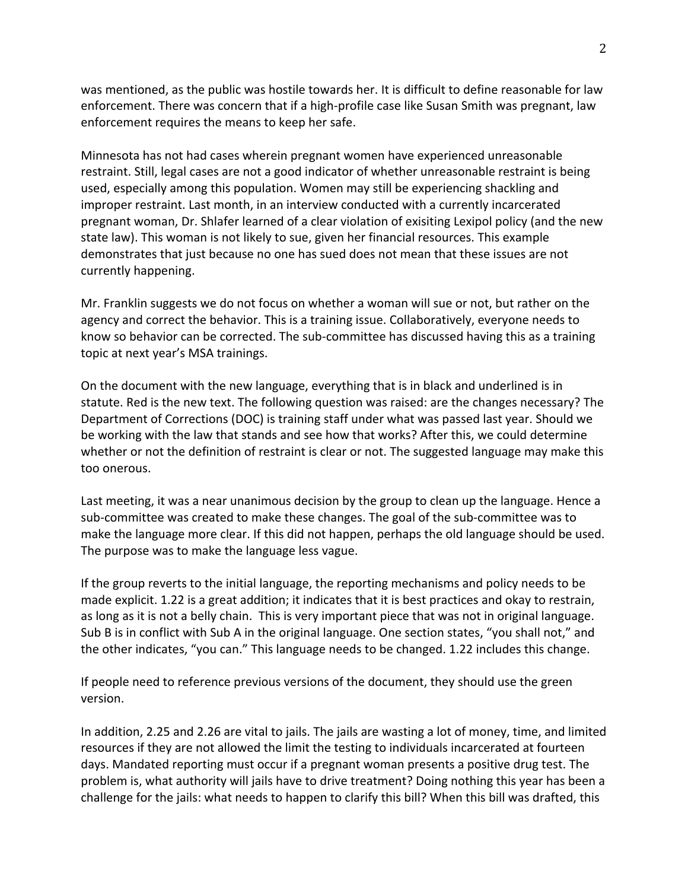was mentioned, as the public was hostile towards her. It is difficult to define reasonable for law enforcement. There was concern that if a high-profile case like Susan Smith was pregnant, law enforcement requires the means to keep her safe.

Minnesota has not had cases wherein pregnant women have experienced unreasonable restraint. Still, legal cases are not a good indicator of whether unreasonable restraint is being used, especially among this population. Women may still be experiencing shackling and improper restraint. Last month, in an interview conducted with a currently incarcerated pregnant woman, Dr. Shlafer learned of a clear violation of exisiting Lexipol policy (and the new state law). This woman is not likely to sue, given her financial resources. This example demonstrates that just because no one has sued does not mean that these issues are not currently happening.

Mr. Franklin suggests we do not focus on whether a woman will sue or not, but rather on the agency and correct the behavior. This is a training issue. Collaboratively, everyone needs to know so behavior can be corrected. The sub-committee has discussed having this as a training topic at next year's MSA trainings.

On the document with the new language, everything that is in black and underlined is in statute. Red is the new text. The following question was raised: are the changes necessary? The Department of Corrections (DOC) is training staff under what was passed last year. Should we be working with the law that stands and see how that works? After this, we could determine whether or not the definition of restraint is clear or not. The suggested language may make this too onerous.

Last meeting, it was a near unanimous decision by the group to clean up the language. Hence a sub-committee was created to make these changes. The goal of the sub-committee was to make the language more clear. If this did not happen, perhaps the old language should be used. The purpose was to make the language less vague.

If the group reverts to the initial language, the reporting mechanisms and policy needs to be made explicit. 1.22 is a great addition; it indicates that it is best practices and okay to restrain, as long as it is not a belly chain. This is very important piece that was not in original language. Sub B is in conflict with Sub A in the original language. One section states, "you shall not," and the other indicates, "you can." This language needs to be changed. 1.22 includes this change.

If people need to reference previous versions of the document, they should use the green version.

In addition, 2.25 and 2.26 are vital to jails. The jails are wasting a lot of money, time, and limited resources if they are not allowed the limit the testing to individuals incarcerated at fourteen days. Mandated reporting must occur if a pregnant woman presents a positive drug test. The problem is, what authority will jails have to drive treatment? Doing nothing this year has been a challenge for the jails: what needs to happen to clarify this bill? When this bill was drafted, this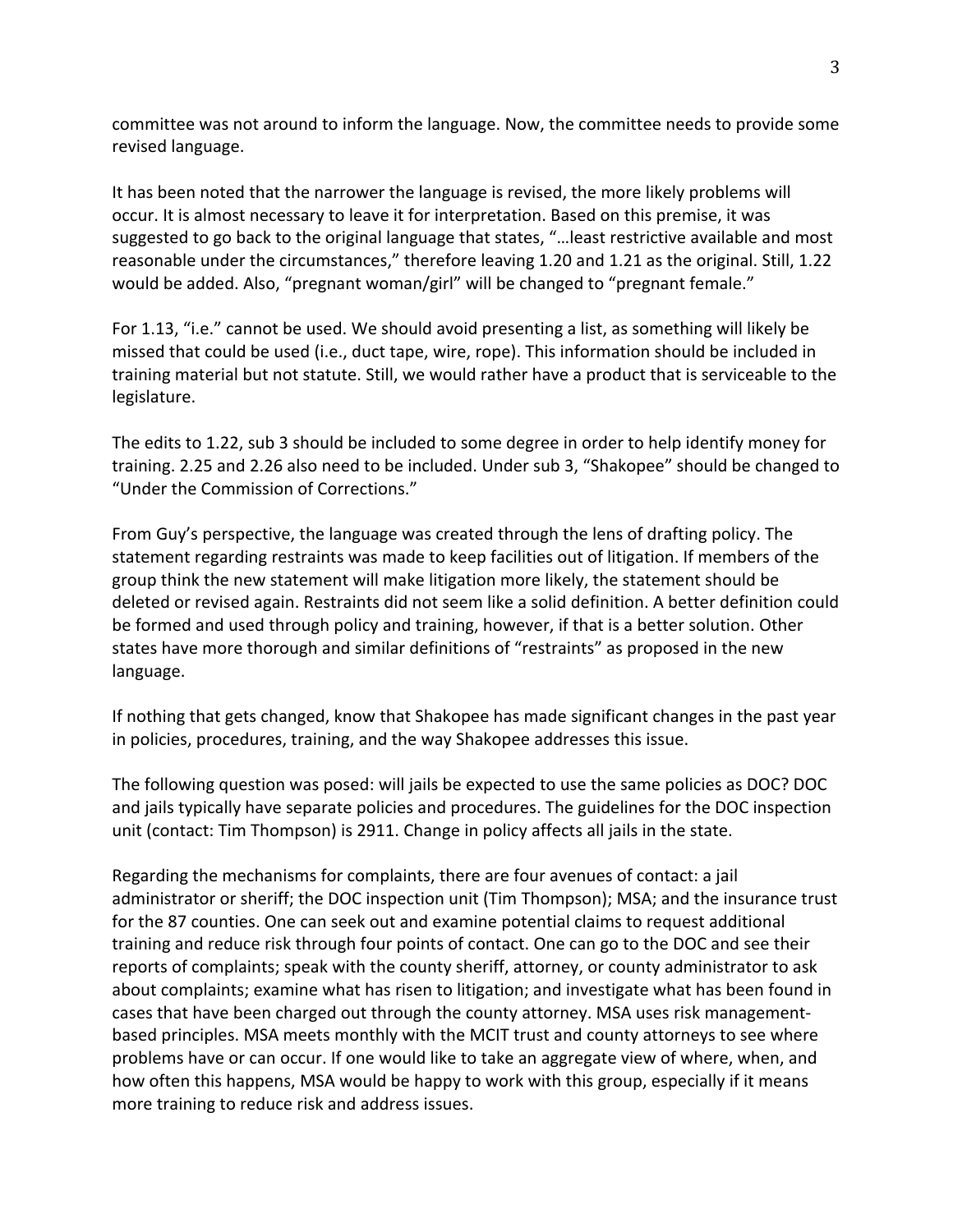committee was not around to inform the language. Now, the committee needs to provide some revised language.

It has been noted that the narrower the language is revised, the more likely problems will occur. It is almost necessary to leave it for interpretation. Based on this premise, it was suggested to go back to the original language that states, "…least restrictive available and most reasonable under the circumstances," therefore leaving 1.20 and 1.21 as the original. Still, 1.22 would be added. Also, "pregnant woman/girl" will be changed to "pregnant female."

For 1.13, "i.e." cannot be used. We should avoid presenting a list, as something will likely be missed that could be used (i.e., duct tape, wire, rope). This information should be included in training material but not statute. Still, we would rather have a product that is serviceable to the legislature.

The edits to 1.22, sub 3 should be included to some degree in order to help identify money for training. 2.25 and 2.26 also need to be included. Under sub 3, "Shakopee" should be changed to "Under the Commission of Corrections."

From Guy's perspective, the language was created through the lens of drafting policy. The statement regarding restraints was made to keep facilities out of litigation. If members of the group think the new statement will make litigation more likely, the statement should be deleted or revised again. Restraints did not seem like a solid definition. A better definition could be formed and used through policy and training, however, if that is a better solution. Other states have more thorough and similar definitions of "restraints" as proposed in the new language.

If nothing that gets changed, know that Shakopee has made significant changes in the past year in policies, procedures, training, and the way Shakopee addresses this issue.

The following question was posed: will jails be expected to use the same policies as DOC? DOC and jails typically have separate policies and procedures. The guidelines for the DOC inspection unit (contact: Tim Thompson) is 2911. Change in policy affects all jails in the state.

Regarding the mechanisms for complaints, there are four avenues of contact: a jail administrator or sheriff; the DOC inspection unit (Tim Thompson); MSA; and the insurance trust for the 87 counties. One can seek out and examine potential claims to request additional training and reduce risk through four points of contact. One can go to the DOC and see their reports of complaints; speak with the county sheriff, attorney, or county administrator to ask about complaints; examine what has risen to litigation; and investigate what has been found in cases that have been charged out through the county attorney. MSA uses risk management-based principles. MSA meets monthly with the MCIT trust and county attorneys to see where problems have or can occur. If one would like to take an aggregate view of where, when, and how often this happens, MSA would be happy to work with this group, especially if it means more training to reduce risk and address issues.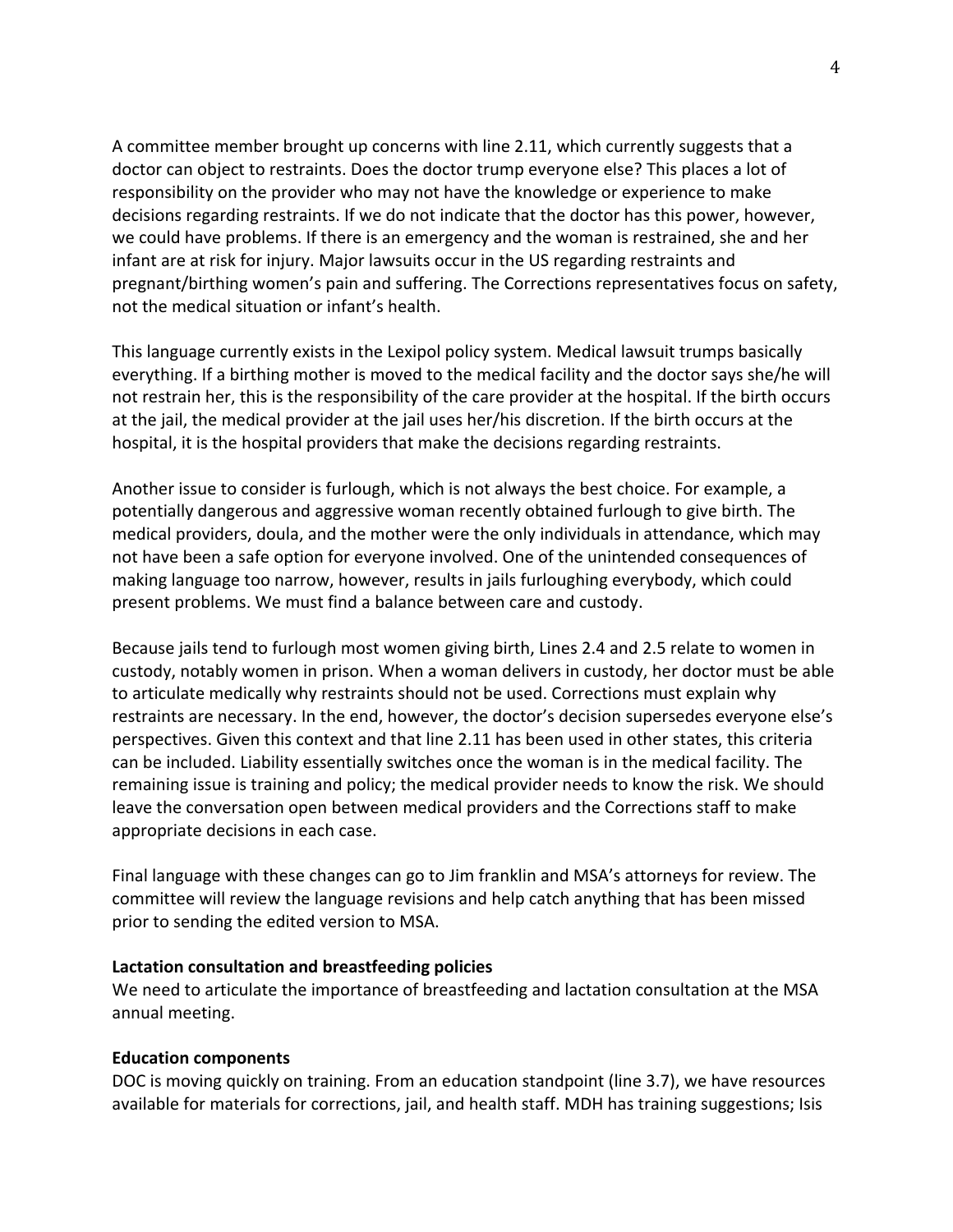A committee member brought up concerns with line 2.11, which currently suggests that a doctor can object to restraints. Does the doctor trump everyone else? This places a lot of responsibility on the provider who may not have the knowledge or experience to make decisions regarding restraints. If we do not indicate that the doctor has this power, however, we could have problems. If there is an emergency and the woman is restrained, she and her infant are at risk for injury. Major lawsuits occur in the US regarding restraints and pregnant/birthing women's pain and suffering. The Corrections representatives focus on safety, not the medical situation or infant's health.

This language currently exists in the Lexipol policy system. Medical lawsuit trumps basically everything. If a birthing mother is moved to the medical facility and the doctor says she/he will not restrain her, this is the responsibility of the care provider at the hospital. If the birth occurs at the jail, the medical provider at the jail uses her/his discretion. If the birth occurs at the hospital, it is the hospital providers that make the decisions regarding restraints.

Another issue to consider is furlough, which is not always the best choice. For example, a potentially dangerous and aggressive woman recently obtained furlough to give birth. The medical providers, doula, and the mother were the only individuals in attendance, which may not have been a safe option for everyone involved. One of the unintended consequences of making language too narrow, however, results in jails furloughing everybody, which could present problems. We must find a balance between care and custody.

Because jails tend to furlough most women giving birth, Lines 2.4 and 2.5 relate to women in custody, notably women in prison. When a woman delivers in custody, her doctor must be able to articulate medically why restraints should not be used. Corrections must explain why restraints are necessary. In the end, however, the doctor's decision supersedes everyone else's perspectives. Given this context and that line 2.11 has been used in other states, this criteria can be included. Liability essentially switches once the woman is in the medical facility. The remaining issue is training and policy; the medical provider needs to know the risk. We should leave the conversation open between medical providers and the Corrections staff to make appropriate decisions in each case.

Final language with these changes can go to Jim franklin and MSA's attorneys for review. The committee will review the language revisions and help catch anything that has been missed prior to sending the edited version to MSA.

**Lactation consultation and breastfeeding policies**
We need to articulate the importance of breastfeeding and lactation consultation at the MSA annual meeting.

**Education components**
DOC is moving quickly on training. From an education standpoint (line 3.7), we have resources available for materials for corrections, jail, and health staff. MDH has training suggestions; Isis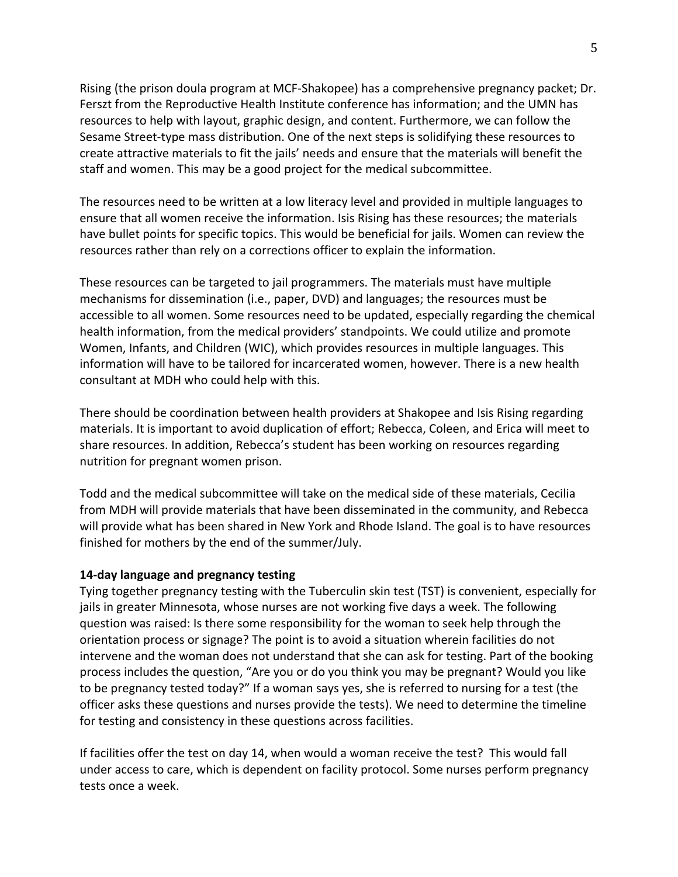Rising (the prison doula program at MCF-Shakopee) has a comprehensive pregnancy packet; Dr. Ferszt from the Reproductive Health Institute conference has information; and the UMN has resources to help with layout, graphic design, and content. Furthermore, we can follow the Sesame Street-type mass distribution. One of the next steps is solidifying these resources to create attractive materials to fit the jails' needs and ensure that the materials will benefit the staff and women. This may be a good project for the medical subcommittee.

The resources need to be written at a low literacy level and provided in multiple languages to ensure that all women receive the information. Isis Rising has these resources; the materials have bullet points for specific topics. This would be beneficial for jails. Women can review the resources rather than rely on a corrections officer to explain the information.

These resources can be targeted to jail programmers. The materials must have multiple mechanisms for dissemination (i.e., paper, DVD) and languages; the resources must be accessible to all women. Some resources need to be updated, especially regarding the chemical health information, from the medical providers' standpoints. We could utilize and promote Women, Infants, and Children (WIC), which provides resources in multiple languages. This information will have to be tailored for incarcerated women, however. There is a new health consultant at MDH who could help with this.

There should be coordination between health providers at Shakopee and Isis Rising regarding materials. It is important to avoid duplication of effort; Rebecca, Coleen, and Erica will meet to share resources. In addition, Rebecca's student has been working on resources regarding nutrition for pregnant women prison.

Todd and the medical subcommittee will take on the medical side of these materials, Cecilia from MDH will provide materials that have been disseminated in the community, and Rebecca will provide what has been shared in New York and Rhode Island. The goal is to have resources finished for mothers by the end of the summer/July.

**14-day language and pregnancy testing**

Tying together pregnancy testing with the Tuberculin skin test (TST) is convenient, especially for jails in greater Minnesota, whose nurses are not working five days a week. The following question was raised: Is there some responsibility for the woman to seek help through the orientation process or signage? The point is to avoid a situation wherein facilities do not intervene and the woman does not understand that she can ask for testing. Part of the booking process includes the question, "Are you or do you think you may be pregnant? Would you like to be pregnancy tested today?" If a woman says yes, she is referred to nursing for a test (the officer asks these questions and nurses provide the tests). We need to determine the timeline for testing and consistency in these questions across facilities.

If facilities offer the test on day 14, when would a woman receive the test? This would fall under access to care, which is dependent on facility protocol. Some nurses perform pregnancy tests once a week.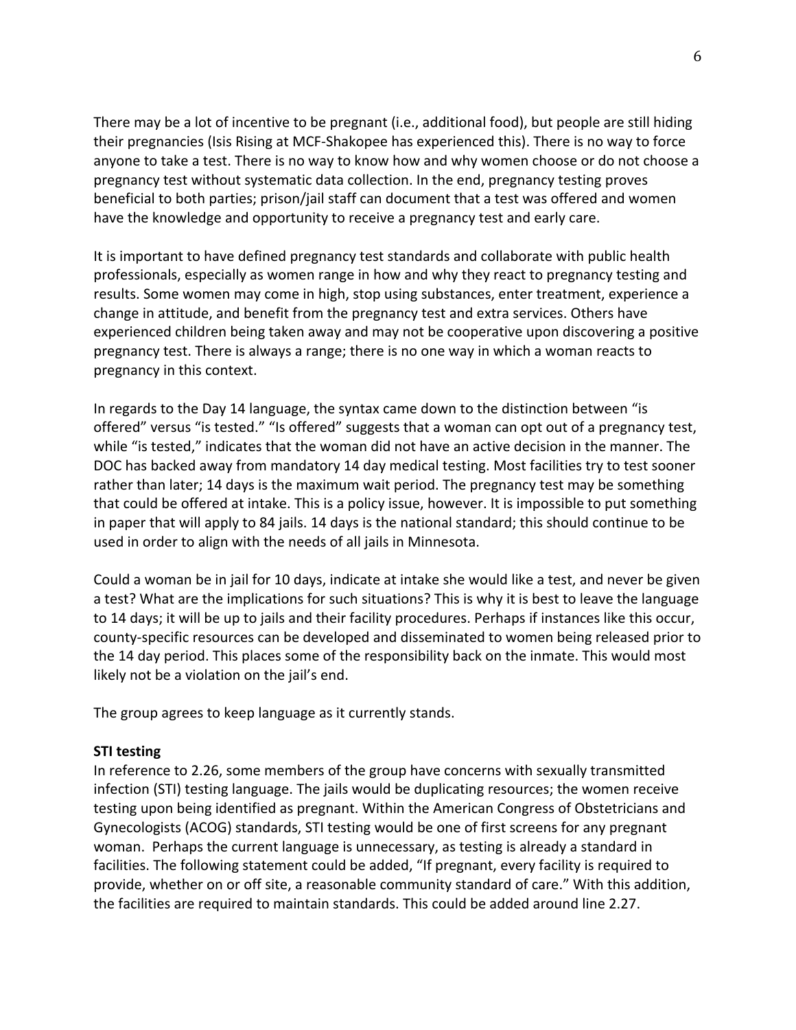There may be a lot of incentive to be pregnant (i.e., additional food), but people are still hiding their pregnancies (Isis Rising at MCF-Shakopee has experienced this). There is no way to force anyone to take a test. There is no way to know how and why women choose or do not choose a pregnancy test without systematic data collection. In the end, pregnancy testing proves beneficial to both parties; prison/jail staff can document that a test was offered and women have the knowledge and opportunity to receive a pregnancy test and early care.

It is important to have defined pregnancy test standards and collaborate with public health professionals, especially as women range in how and why they react to pregnancy testing and results. Some women may come in high, stop using substances, enter treatment, experience a change in attitude, and benefit from the pregnancy test and extra services. Others have experienced children being taken away and may not be cooperative upon discovering a positive pregnancy test. There is always a range; there is no one way in which a woman reacts to pregnancy in this context.

In regards to the Day 14 language, the syntax came down to the distinction between "is offered" versus "is tested." "Is offered" suggests that a woman can opt out of a pregnancy test, while "is tested," indicates that the woman did not have an active decision in the manner. The DOC has backed away from mandatory 14 day medical testing. Most facilities try to test sooner rather than later; 14 days is the maximum wait period. The pregnancy test may be something that could be offered at intake. This is a policy issue, however. It is impossible to put something in paper that will apply to 84 jails. 14 days is the national standard; this should continue to be used in order to align with the needs of all jails in Minnesota.

Could a woman be in jail for 10 days, indicate at intake she would like a test, and never be given a test? What are the implications for such situations? This is why it is best to leave the language to 14 days; it will be up to jails and their facility procedures. Perhaps if instances like this occur, county-specific resources can be developed and disseminated to women being released prior to the 14 day period. This places some of the responsibility back on the inmate. This would most likely not be a violation on the jail's end.

The group agrees to keep language as it currently stands.

**STI testing**

In reference to 2.26, some members of the group have concerns with sexually transmitted infection (STI) testing language. The jails would be duplicating resources; the women receive testing upon being identified as pregnant. Within the American Congress of Obstetricians and Gynecologists (ACOG) standards, STI testing would be one of first screens for any pregnant woman. Perhaps the current language is unnecessary, as testing is already a standard in facilities. The following statement could be added, "If pregnant, every facility is required to provide, whether on or off site, a reasonable community standard of care." With this addition, the facilities are required to maintain standards. This could be added around line 2.27.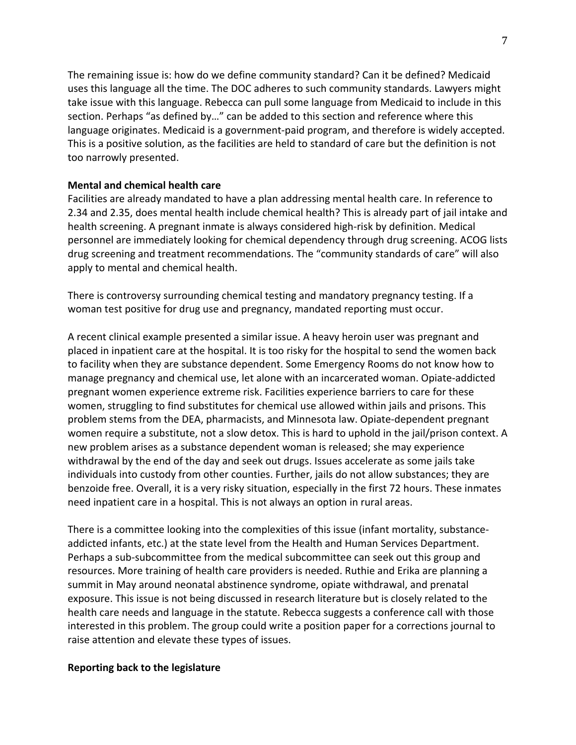The remaining issue is: how do we define community standard? Can it be defined? Medicaid uses this language all the time. The DOC adheres to such community standards. Lawyers might take issue with this language. Rebecca can pull some language from Medicaid to include in this section. Perhaps "as defined by…" can be added to this section and reference where this language originates. Medicaid is a government-paid program, and therefore is widely accepted. This is a positive solution, as the facilities are held to standard of care but the definition is not too narrowly presented.

**Mental and chemical health care**

Facilities are already mandated to have a plan addressing mental health care. In reference to 2.34 and 2.35, does mental health include chemical health? This is already part of jail intake and health screening. A pregnant inmate is always considered high-risk by definition. Medical personnel are immediately looking for chemical dependency through drug screening. ACOG lists drug screening and treatment recommendations. The "community standards of care" will also apply to mental and chemical health.

There is controversy surrounding chemical testing and mandatory pregnancy testing. If a woman test positive for drug use and pregnancy, mandated reporting must occur.

A recent clinical example presented a similar issue. A heavy heroin user was pregnant and placed in inpatient care at the hospital. It is too risky for the hospital to send the women back to facility when they are substance dependent. Some Emergency Rooms do not know how to manage pregnancy and chemical use, let alone with an incarcerated woman. Opiate-addicted pregnant women experience extreme risk. Facilities experience barriers to care for these women, struggling to find substitutes for chemical use allowed within jails and prisons. This problem stems from the DEA, pharmacists, and Minnesota law. Opiate-dependent pregnant women require a substitute, not a slow detox. This is hard to uphold in the jail/prison context. A new problem arises as a substance dependent woman is released; she may experience withdrawal by the end of the day and seek out drugs. Issues accelerate as some jails take individuals into custody from other counties. Further, jails do not allow substances; they are benzoide free. Overall, it is a very risky situation, especially in the first 72 hours. These inmates need inpatient care in a hospital. This is not always an option in rural areas.

There is a committee looking into the complexities of this issue (infant mortality, substance-addicted infants, etc.) at the state level from the Health and Human Services Department. Perhaps a sub-subcommittee from the medical subcommittee can seek out this group and resources. More training of health care providers is needed. Ruthie and Erika are planning a summit in May around neonatal abstinence syndrome, opiate withdrawal, and prenatal exposure. This issue is not being discussed in research literature but is closely related to the health care needs and language in the statute. Rebecca suggests a conference call with those interested in this problem. The group could write a position paper for a corrections journal to raise attention and elevate these types of issues.

**Reporting back to the legislature**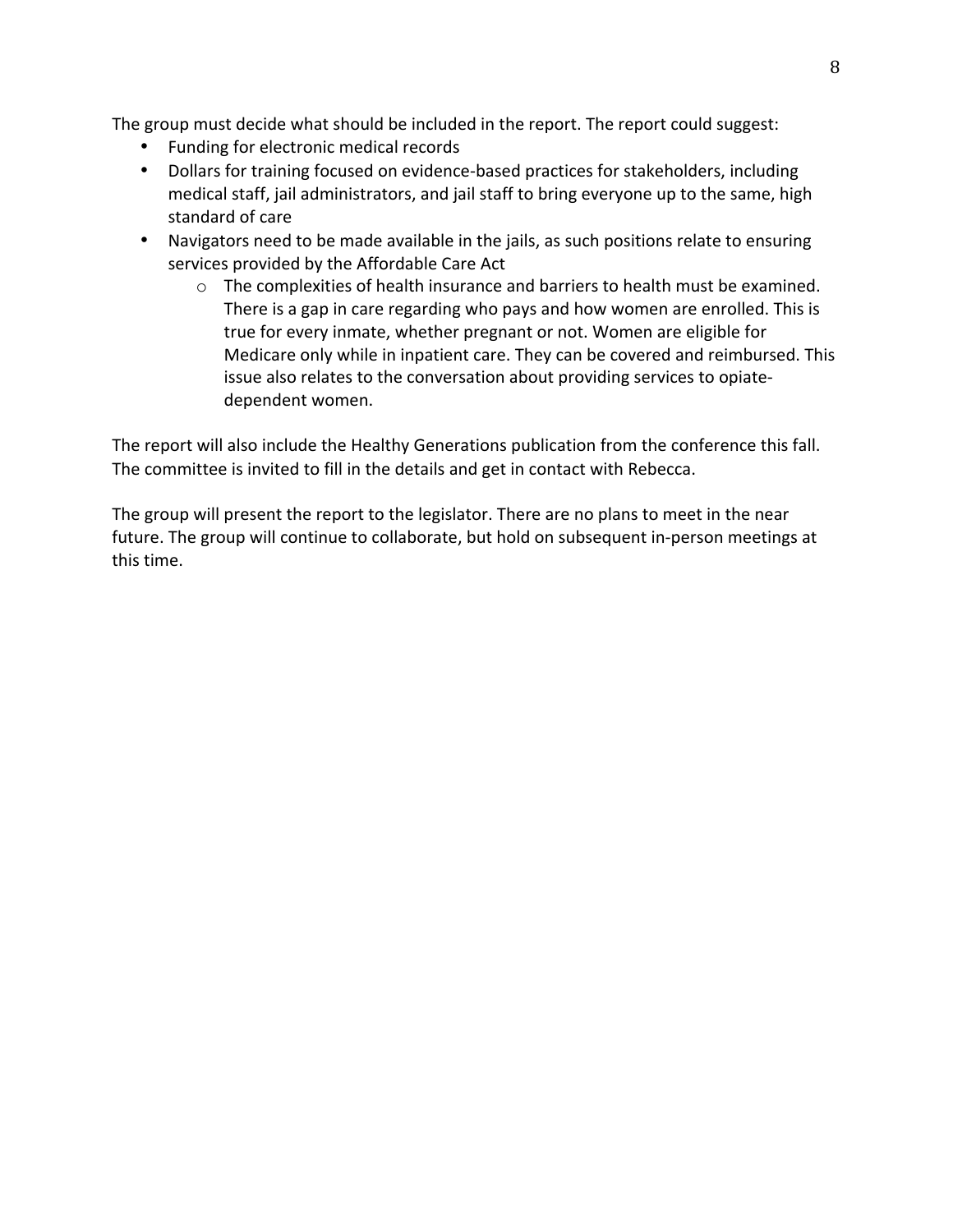The group must decide what should be included in the report. The report could suggest:

- Funding for electronic medical records
- Dollars for training focused on evidence-based practices for stakeholders, including medical staff, jail administrators, and jail staff to bring everyone up to the same, high standard of care
- Navigators need to be made available in the jails, as such positions relate to ensuring services provided by the Affordable Care Act
    - The complexities of health insurance and barriers to health must be examined. There is a gap in care regarding who pays and how women are enrolled. This is true for every inmate, whether pregnant or not. Women are eligible for Medicare only while in inpatient care. They can be covered and reimbursed. This issue also relates to the conversation about providing services to opiate-dependent women.

The report will also include the Healthy Generations publication from the conference this fall. The committee is invited to fill in the details and get in contact with Rebecca.

The group will present the report to the legislator. There are no plans to meet in the near future. The group will continue to collaborate, but hold on subsequent in-person meetings at this time.